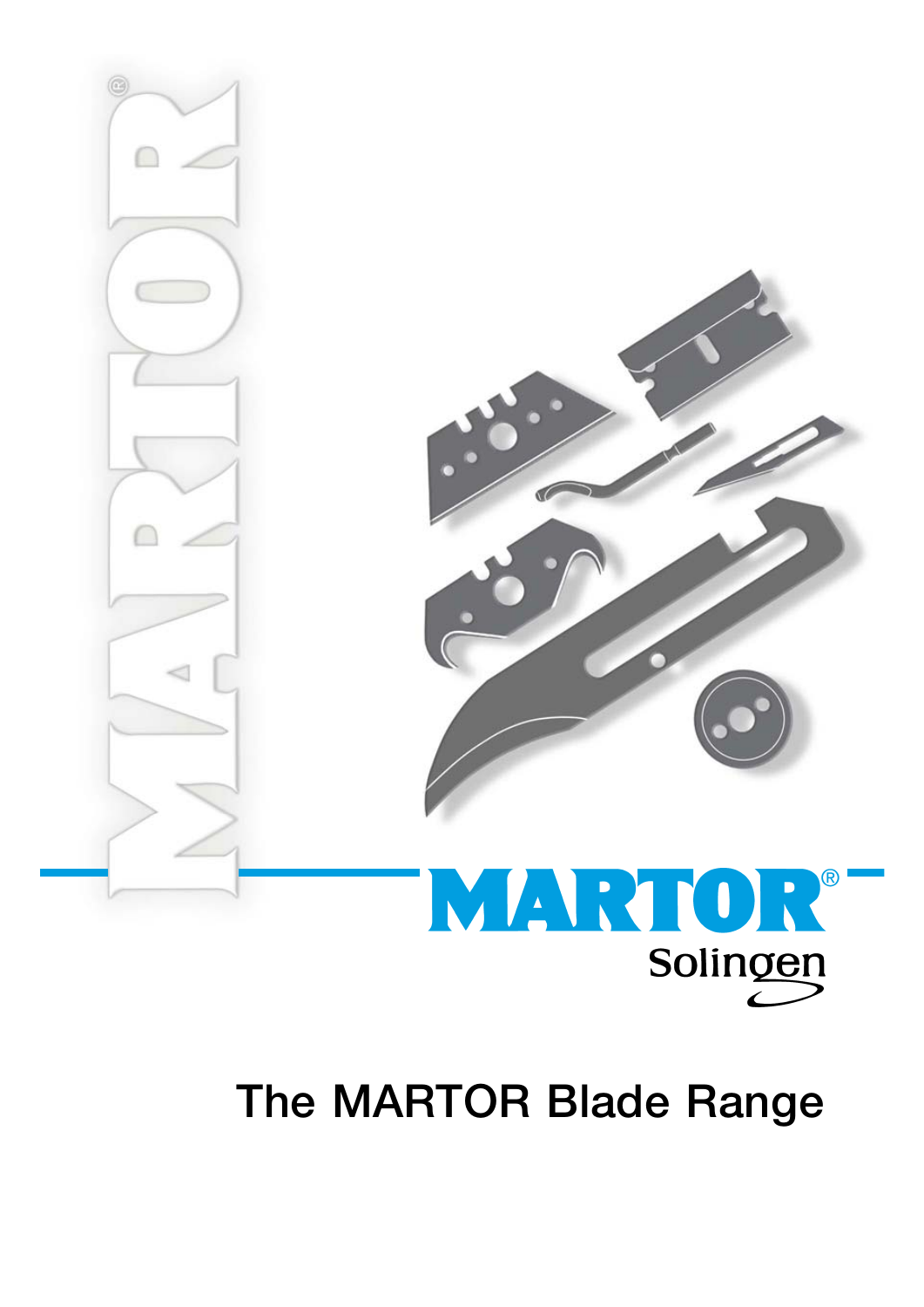MARTOR®

Solingen

# The MARTOR Blade Range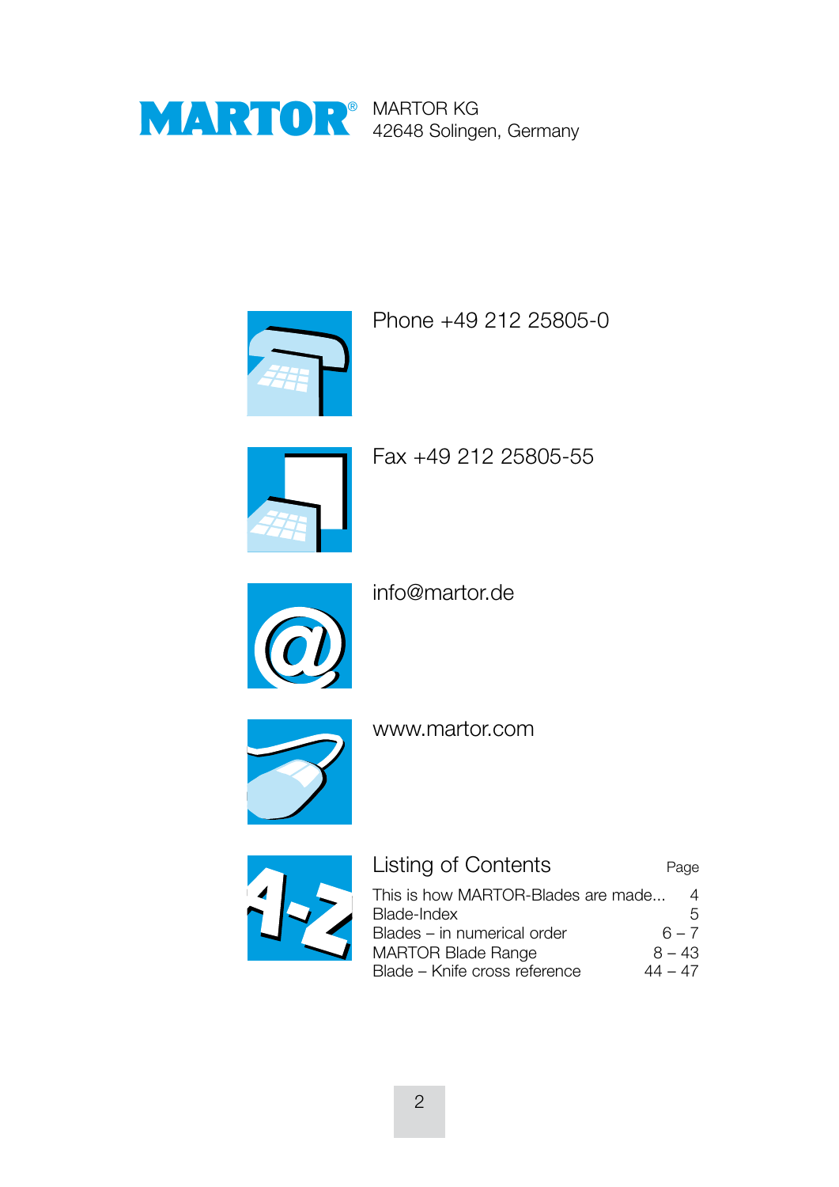**MARTOR®**

MARTOR KG
42648 Solingen, Germany

Phone +49 212 25805-0

Fax +49 212 25805-55

info@martor.de

www.martor.com

## Listing of Contents

| | Page |
|---|---|
| This is how MARTOR-Blades are made... | 4 |
| Blade-Index | 5 |
| Blades – in numerical order | 6 – 7 |
| MARTOR Blade Range | 8 – 43 |
| Blade – Knife cross reference | 44 – 47 |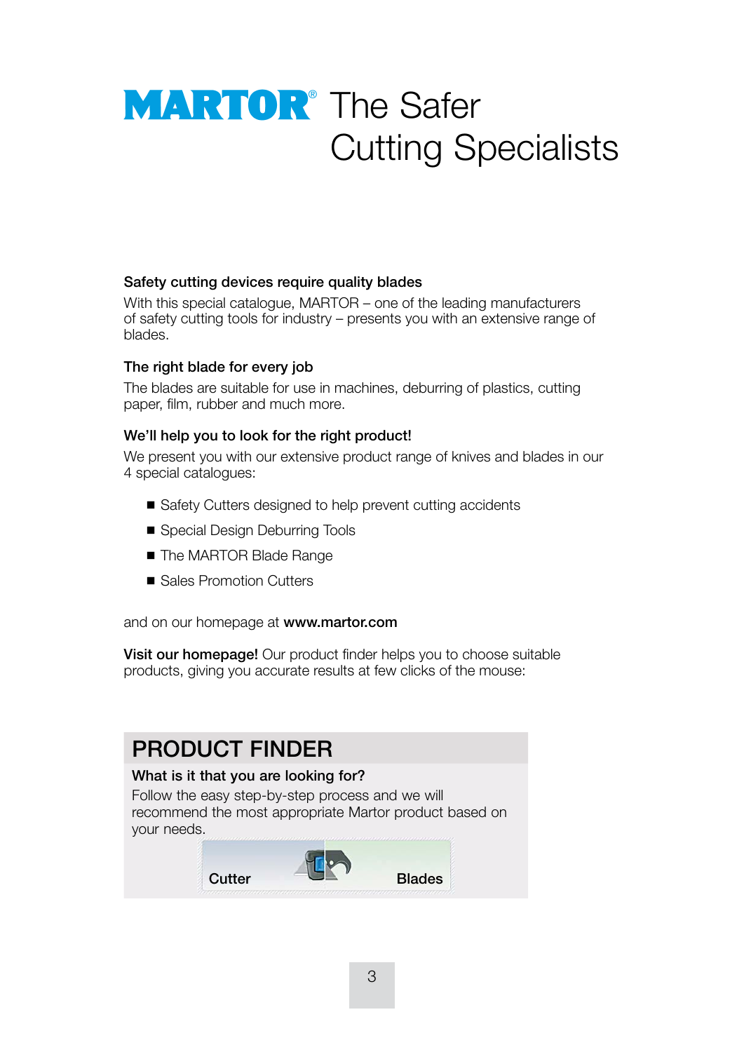# MARTOR® The Safer Cutting Specialists

**Safety cutting devices require quality blades**

With this special catalogue, MARTOR – one of the leading manufacturers of safety cutting tools for industry – presents you with an extensive range of blades.

**The right blade for every job**

The blades are suitable for use in machines, deburring of plastics, cutting paper, film, rubber and much more.

**We'll help you to look for the right product!**

We present you with our extensive product range of knives and blades in our 4 special catalogues:

- Safety Cutters designed to help prevent cutting accidents
- Special Design Deburring Tools
- The MARTOR Blade Range
- Sales Promotion Cutters

and on our homepage at **www.martor.com**

**Visit our homepage!** Our product finder helps you to choose suitable products, giving you accurate results at few clicks of the mouse:

## PRODUCT FINDER

**What is it that you are looking for?**

Follow the easy step-by-step process and we will recommend the most appropriate Martor product based on your needs.

Cutter Blades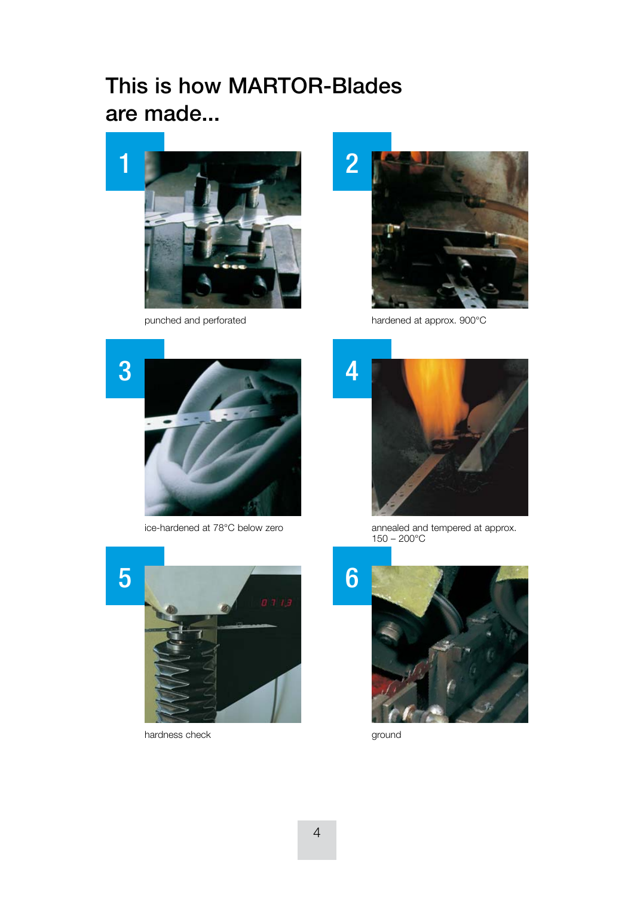# This is how MARTOR-Blades are made...

1

punched and perforated

2

hardened at approx. 900°C

3

ice-hardened at 78°C below zero

4

annealed and tempered at approx. 150 – 200°C

5

hardness check

6

ground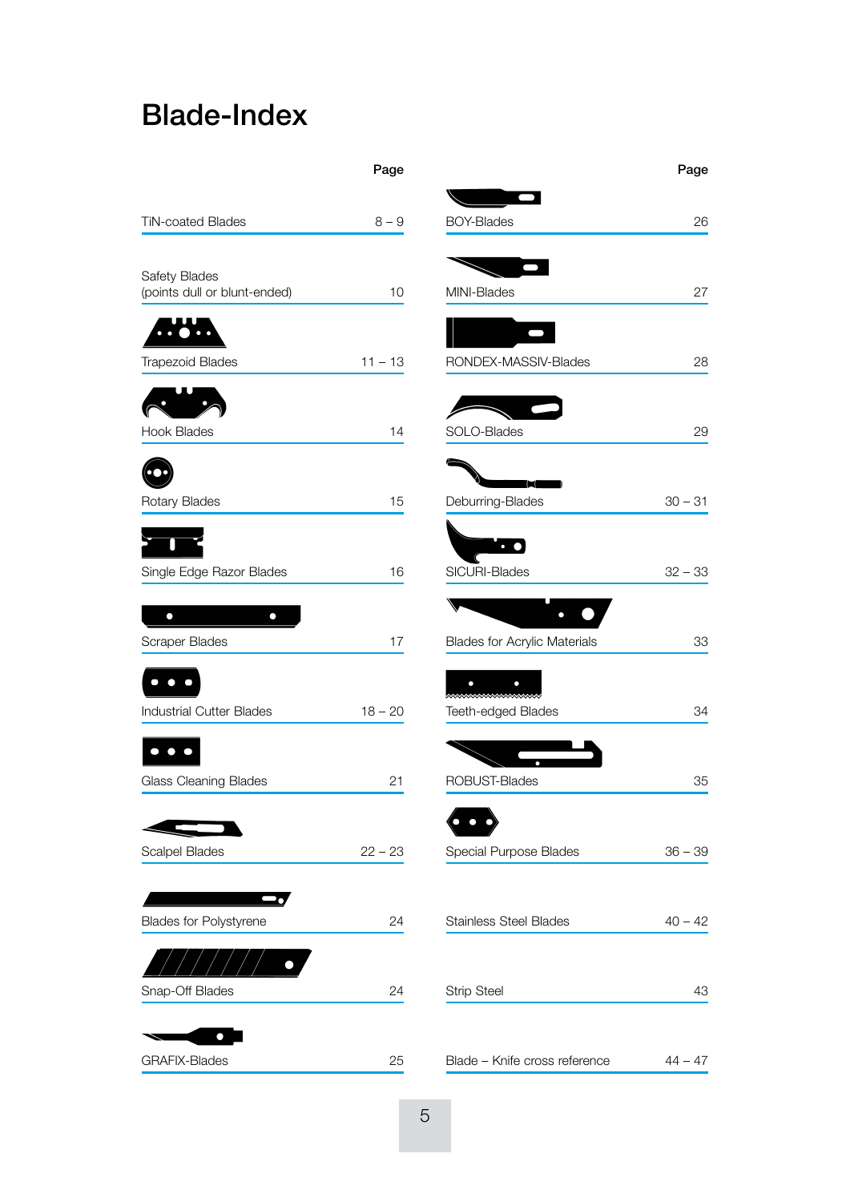# Blade-Index

| | Page |
|---|---|
| TiN-coated Blades | 8 – 9 |
| Safety Blades (points dull or blunt-ended) | 10 |
| Trapezoid Blades | 11 – 13 |
| Hook Blades | 14 |
| Rotary Blades | 15 |
| Single Edge Razor Blades | 16 |
| Scraper Blades | 17 |
| Industrial Cutter Blades | 18 – 20 |
| Glass Cleaning Blades | 21 |
| Scalpel Blades | 22 – 23 |
| Blades for Polystyrene | 24 |
| Snap-Off Blades | 24 |
| GRAFIX-Blades | 25 |
| BOY-Blades | 26 |
| MINI-Blades | 27 |
| RONDEX-MASSIV-Blades | 28 |
| SOLO-Blades | 29 |
| Deburring-Blades | 30 – 31 |
| SICURI-Blades | 32 – 33 |
| Blades for Acrylic Materials | 33 |
| Teeth-edged Blades | 34 |
| ROBUST-Blades | 35 |
| Special Purpose Blades | 36 – 39 |
| Stainless Steel Blades | 40 – 42 |
| Strip Steel | 43 |
| Blade – Knife cross reference | 44 – 47 |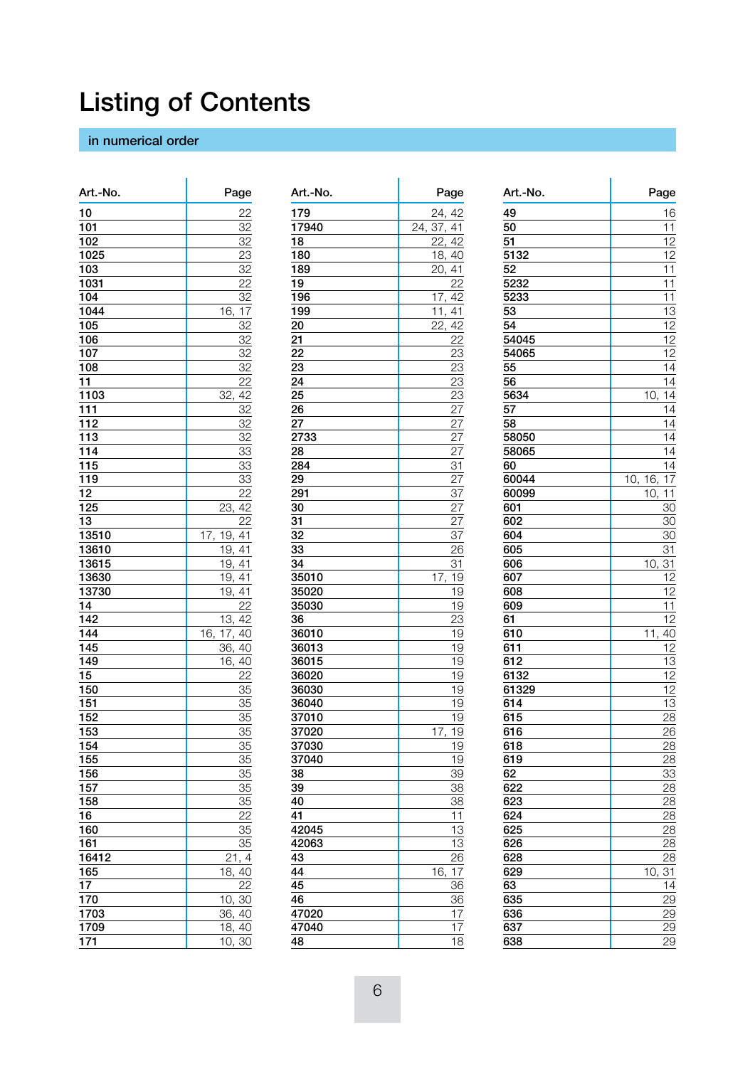# Listing of Contents

## in numerical order

| Art.-No. | Page |
|---|---|
| 10 | 22 |
| 101 | 32 |
| 102 | 32 |
| 1025 | 23 |
| 103 | 32 |
| 1031 | 22 |
| 104 | 32 |
| 1044 | 16, 17 |
| 105 | 32 |
| 106 | 32 |
| 107 | 32 |
| 108 | 32 |
| 11 | 22 |
| 1103 | 32, 42 |
| 111 | 32 |
| 112 | 32 |
| 113 | 32 |
| 114 | 33 |
| 115 | 33 |
| 119 | 33 |
| 12 | 22 |
| 125 | 23, 42 |
| 13 | 22 |
| 13510 | 17, 19, 41 |
| 13610 | 19, 41 |
| 13615 | 19, 41 |
| 13630 | 19, 41 |
| 13730 | 19, 41 |
| 14 | 22 |
| 142 | 13, 42 |
| 144 | 16, 17, 40 |
| 145 | 36, 40 |
| 149 | 16, 40 |
| 15 | 22 |
| 150 | 35 |
| 151 | 35 |
| 152 | 35 |
| 153 | 35 |
| 154 | 35 |
| 155 | 35 |
| 156 | 35 |
| 157 | 35 |
| 158 | 35 |
| 16 | 22 |
| 160 | 35 |
| 161 | 35 |
| 16412 | 21, 4 |
| 165 | 18, 40 |
| 17 | 22 |
| 170 | 10, 30 |
| 1703 | 36, 40 |
| 1709 | 18, 40 |
| 171 | 10, 30 |
| 179 | 24, 42 |
| 17940 | 24, 37, 41 |
| 18 | 22, 42 |
| 180 | 18, 40 |
| 189 | 20, 41 |
| 19 | 22 |
| 196 | 17, 42 |
| 199 | 11, 41 |
| 20 | 22, 42 |
| 21 | 22 |
| 22 | 23 |
| 23 | 23 |
| 24 | 23 |
| 25 | 23 |
| 26 | 27 |
| 27 | 27 |
| 2733 | 27 |
| 28 | 27 |
| 284 | 31 |
| 29 | 27 |
| 291 | 37 |
| 30 | 27 |
| 31 | 27 |
| 32 | 37 |
| 33 | 26 |
| 34 | 31 |
| 35010 | 17, 19 |
| 35020 | 19 |
| 35030 | 19 |
| 36 | 23 |
| 36010 | 19 |
| 36013 | 19 |
| 36015 | 19 |
| 36020 | 19 |
| 36030 | 19 |
| 36040 | 19 |
| 37010 | 19 |
| 37020 | 17, 19 |
| 37030 | 19 |
| 37040 | 19 |
| 38 | 39 |
| 39 | 38 |
| 40 | 38 |
| 41 | 11 |
| 42045 | 13 |
| 42063 | 13 |
| 43 | 26 |
| 44 | 16, 17 |
| 45 | 36 |
| 46 | 36 |
| 47020 | 17 |
| 47040 | 17 |
| 48 | 18 |
| 49 | 16 |
| 50 | 11 |
| 51 | 12 |
| 5132 | 12 |
| 52 | 11 |
| 5232 | 11 |
| 5233 | 11 |
| 53 | 13 |
| 54 | 12 |
| 54045 | 12 |
| 54065 | 12 |
| 55 | 14 |
| 56 | 14 |
| 5634 | 10, 14 |
| 57 | 14 |
| 58 | 14 |
| 58050 | 14 |
| 58065 | 14 |
| 60 | 14 |
| 60044 | 10, 16, 17 |
| 60099 | 10, 11 |
| 601 | 30 |
| 602 | 30 |
| 604 | 30 |
| 605 | 31 |
| 606 | 10, 31 |
| 607 | 12 |
| 608 | 12 |
| 609 | 11 |
| 61 | 12 |
| 610 | 11, 40 |
| 611 | 12 |
| 612 | 13 |
| 6132 | 12 |
| 61329 | 12 |
| 614 | 13 |
| 615 | 28 |
| 616 | 26 |
| 618 | 28 |
| 619 | 28 |
| 62 | 33 |
| 622 | 28 |
| 623 | 28 |
| 624 | 28 |
| 625 | 28 |
| 626 | 28 |
| 628 | 28 |
| 629 | 10, 31 |
| 63 | 14 |
| 635 | 29 |
| 636 | 29 |
| 637 | 29 |
| 638 | 29 |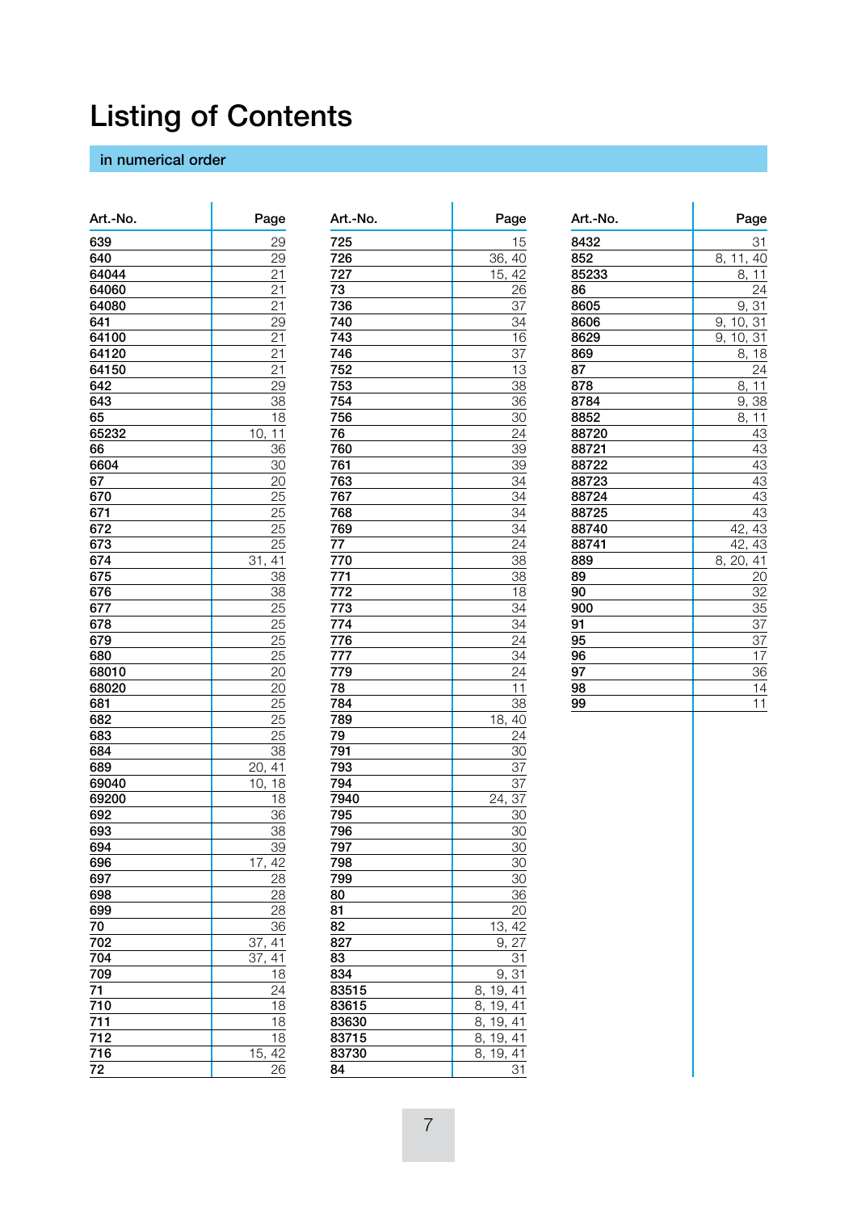# Listing of Contents

## in numerical order

| Art.-No. | Page |
|---|---|
| 639 | 29 |
| 640 | 29 |
| 64044 | 21 |
| 64060 | 21 |
| 64080 | 21 |
| 641 | 29 |
| 64100 | 21 |
| 64120 | 21 |
| 64150 | 21 |
| 642 | 29 |
| 643 | 38 |
| 65 | 18 |
| 65232 | 10, 11 |
| 66 | 36 |
| 6604 | 30 |
| 67 | 20 |
| 670 | 25 |
| 671 | 25 |
| 672 | 25 |
| 673 | 25 |
| 674 | 31, 41 |
| 675 | 38 |
| 676 | 38 |
| 677 | 25 |
| 678 | 25 |
| 679 | 25 |
| 680 | 25 |
| 68010 | 20 |
| 68020 | 20 |
| 681 | 25 |
| 682 | 25 |
| 683 | 25 |
| 684 | 38 |
| 689 | 20, 41 |
| 69040 | 10, 18 |
| 69200 | 18 |
| 692 | 36 |
| 693 | 38 |
| 694 | 39 |
| 696 | 17, 42 |
| 697 | 28 |
| 698 | 28 |
| 699 | 28 |
| 70 | 36 |
| 702 | 37, 41 |
| 704 | 37, 41 |
| 709 | 18 |
| 71 | 24 |
| 710 | 18 |
| 711 | 18 |
| 712 | 18 |
| 716 | 15, 42 |
| 72 | 26 |
| 725 | 15 |
| 726 | 36, 40 |
| 727 | 15, 42 |
| 73 | 26 |
| 736 | 37 |
| 740 | 34 |
| 743 | 16 |
| 746 | 37 |
| 752 | 13 |
| 753 | 38 |
| 754 | 36 |
| 756 | 30 |
| 76 | 24 |
| 760 | 39 |
| 761 | 39 |
| 763 | 34 |
| 767 | 34 |
| 768 | 34 |
| 769 | 34 |
| 77 | 24 |
| 770 | 38 |
| 771 | 38 |
| 772 | 18 |
| 773 | 34 |
| 774 | 34 |
| 776 | 24 |
| 777 | 34 |
| 779 | 24 |
| 78 | 11 |
| 784 | 38 |
| 789 | 18, 40 |
| 79 | 24 |
| 791 | 30 |
| 793 | 37 |
| 794 | 37 |
| 7940 | 24, 37 |
| 795 | 30 |
| 796 | 30 |
| 797 | 30 |
| 798 | 30 |
| 799 | 30 |
| 80 | 36 |
| 81 | 20 |
| 82 | 13, 42 |
| 827 | 9, 27 |
| 83 | 31 |
| 834 | 9, 31 |
| 83515 | 8, 19, 41 |
| 83615 | 8, 19, 41 |
| 83630 | 8, 19, 41 |
| 83715 | 8, 19, 41 |
| 83730 | 8, 19, 41 |
| 84 | 31 |
| 8432 | 31 |
| 852 | 8, 11, 40 |
| 85233 | 8, 11 |
| 86 | 24 |
| 8605 | 9, 31 |
| 8606 | 9, 10, 31 |
| 8629 | 9, 10, 31 |
| 869 | 8, 18 |
| 87 | 24 |
| 878 | 8, 11 |
| 8784 | 9, 38 |
| 8852 | 8, 11 |
| 88720 | 43 |
| 88721 | 43 |
| 88722 | 43 |
| 88723 | 43 |
| 88724 | 43 |
| 88725 | 43 |
| 88740 | 42, 43 |
| 88741 | 42, 43 |
| 889 | 8, 20, 41 |
| 89 | 20 |
| 90 | 32 |
| 900 | 35 |
| 91 | 37 |
| 95 | 37 |
| 96 | 17 |
| 97 | 36 |
| 98 | 14 |
| 99 | 11 |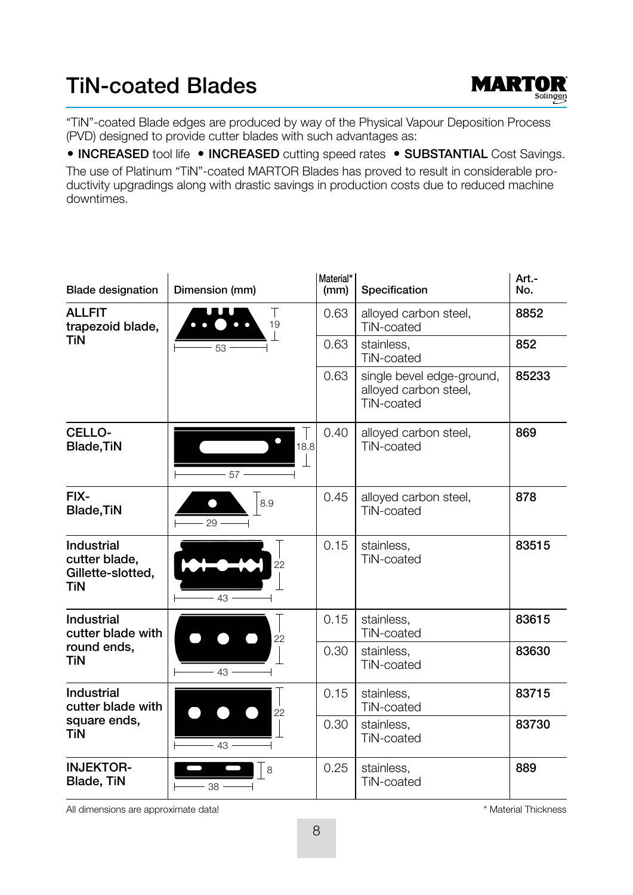# TiN-coated Blades

"TiN"-coated Blade edges are produced by way of the Physical Vapour Deposition Process (PVD) designed to provide cutter blades with such advantages as:

• **INCREASED** tool life • **INCREASED** cutting speed rates • **SUBSTANTIAL** Cost Savings.

The use of Platinum "TiN"-coated MARTOR Blades has proved to result in considerable productivity upgradings along with drastic savings in production costs due to reduced machine downtimes.

| Blade designation | Dimension (mm) | Material* (mm) | Specification | Art.-No. |
|---|---|---|---|---|
| **ALLFIT trapezoid blade, TiN** | 53 × 19 | 0.63 | alloyed carbon steel, TiN-coated | **8852** |
| | | 0.63 | stainless, TiN-coated | **852** |
| | | 0.63 | single bevel edge-ground, alloyed carbon steel, TiN-coated | **85233** |
| **CELLO-Blade,TiN** | 57 × 18.8 | 0.40 | alloyed carbon steel, TiN-coated | **869** |
| **FIX-Blade,TiN** | 29 × 8.9 | 0.45 | alloyed carbon steel, TiN-coated | **878** |
| **Industrial cutter blade, Gillette-slotted, TiN** | 43 × 22 | 0.15 | stainless, TiN-coated | **83515** |
| **Industrial cutter blade with round ends, TiN** | 43 × 22 | 0.15 | stainless, TiN-coated | **83615** |
| | | 0.30 | stainless, TiN-coated | **83630** |
| **Industrial cutter blade with square ends, TiN** | 43 × 22 | 0.15 | stainless, TiN-coated | **83715** |
| | | 0.30 | stainless, TiN-coated | **83730** |
| **INJEKTOR-Blade, TiN** | 38 × 8 | 0.25 | stainless, TiN-coated | **889** |

All dimensions are approximate data!

\* Material Thickness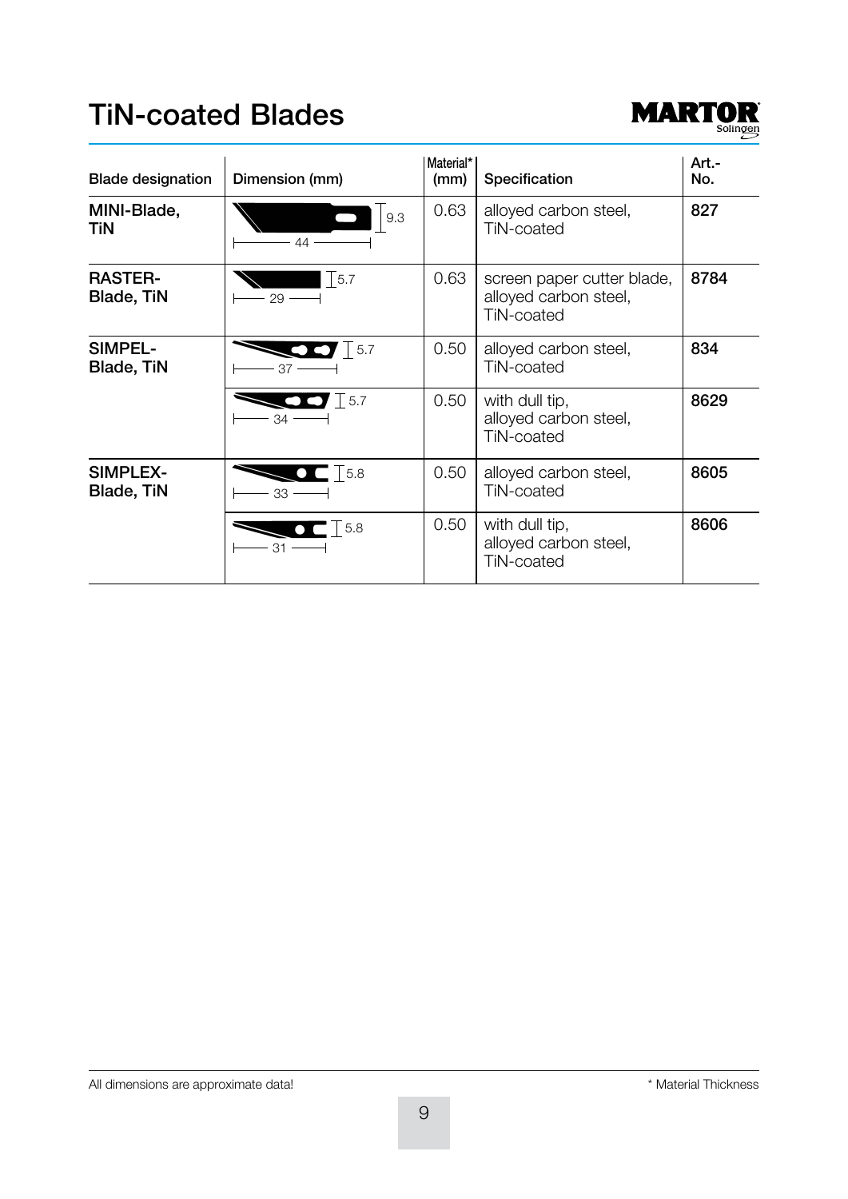# TiN-coated Blades

MARTOR Solingen

| Blade designation | Dimension (mm) | Material* (mm) | Specification | Art.-No. |
|---|---|---|---|---|
| MINI-Blade, TiN | 44 / 9.3 | 0.63 | alloyed carbon steel, TiN-coated | 827 |
| RASTER-Blade, TiN | 29 / 5.7 | 0.63 | screen paper cutter blade, alloyed carbon steel, TiN-coated | 8784 |
| SIMPEL-Blade, TiN | 37 / 5.7 | 0.50 | alloyed carbon steel, TiN-coated | 834 |
| | 34 / 5.7 | 0.50 | with dull tip, alloyed carbon steel, TiN-coated | 8629 |
| SIMPLEX-Blade, TiN | 33 / 5.8 | 0.50 | alloyed carbon steel, TiN-coated | 8605 |
| | 31 / 5.8 | 0.50 | with dull tip, alloyed carbon steel, TiN-coated | 8606 |

All dimensions are approximate data!

* Material Thickness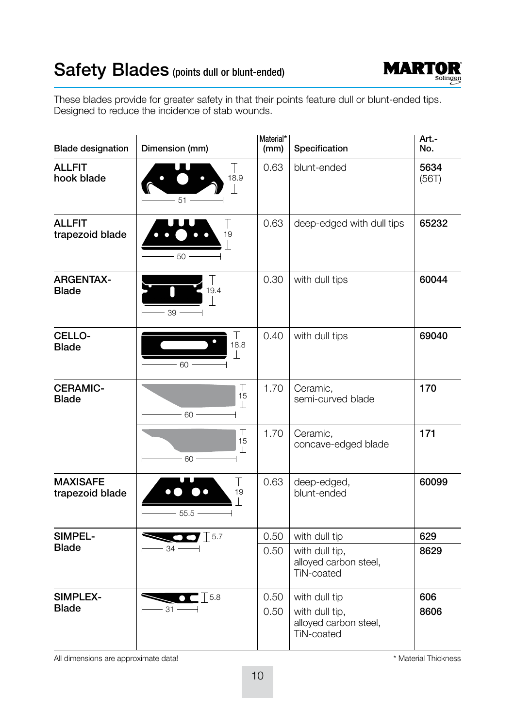# Safety Blades (points dull or blunt-ended)

MARTOR Solingen

These blades provide for greater safety in that their points feature dull or blunt-ended tips. Designed to reduce the incidence of stab wounds.

| Blade designation | Dimension (mm) | Material* (mm) | Specification | Art.-No. |
|---|---|---|---|---|
| **ALLFIT hook blade** | 51 × 18.9 | 0.63 | blunt-ended | **5634** (56T) |
| **ALLFIT trapezoid blade** | 50 × 19 | 0.63 | deep-edged with dull tips | **65232** |
| **ARGENTAX-Blade** | 39 × 19.4 | 0.30 | with dull tips | **60044** |
| **CELLO-Blade** | 60 × 18.8 | 0.40 | with dull tips | **69040** |
| **CERAMIC-Blade** | 60 × 15 | 1.70 | Ceramic, semi-curved blade | **170** |
| | 60 × 15 | 1.70 | Ceramic, concave-edged blade | **171** |
| **MAXISAFE trapezoid blade** | 55.5 × 19 | 0.63 | deep-edged, blunt-ended | **60099** |
| **SIMPEL-Blade** | 34 × 5.7 | 0.50 | with dull tip | **629** |
| | | 0.50 | with dull tip, alloyed carbon steel, TiN-coated | **8629** |
| **SIMPLEX-Blade** | 31 × 5.8 | 0.50 | with dull tip | **606** |
| | | 0.50 | with dull tip, alloyed carbon steel, TiN-coated | **8606** |

All dimensions are approximate data!

* Material Thickness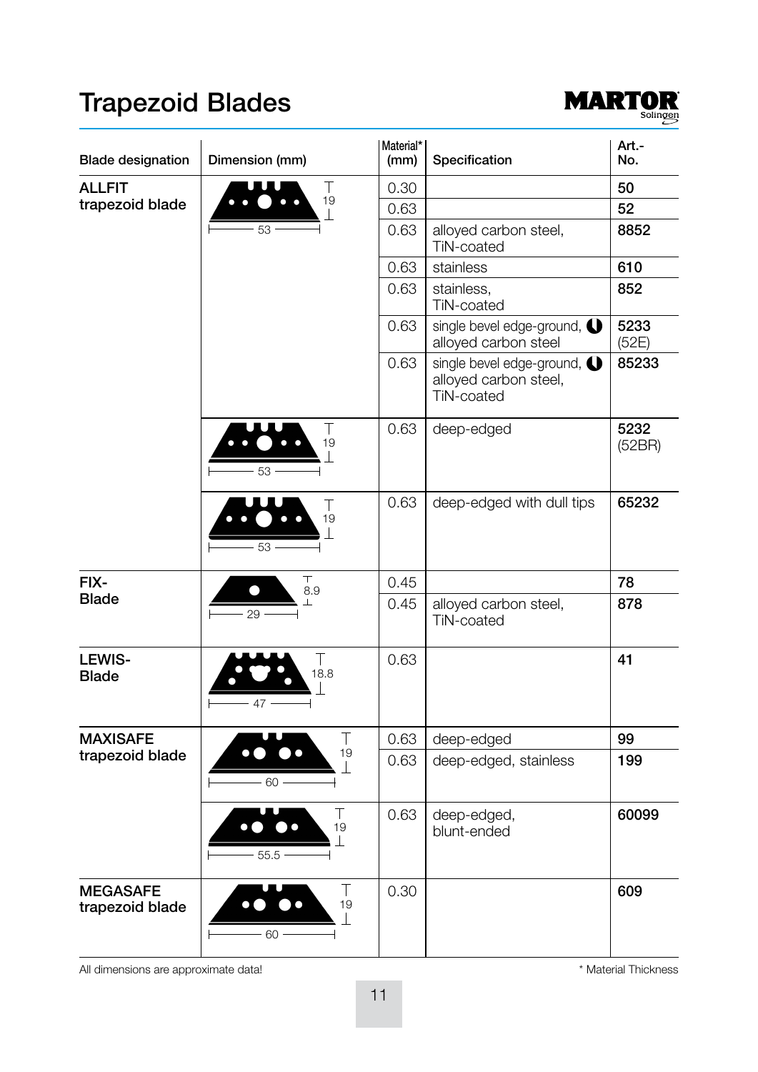# Trapezoid Blades

| Blade designation | Dimension (mm) | Material* (mm) | Specification | Art.-No. |
|---|---|---|---|---|
| **ALLFIT trapezoid blade** | 53 × 19 | 0.30 | | **50** |
| | | 0.63 | | **52** |
| | | 0.63 | alloyed carbon steel, TiN-coated | **8852** |
| | | 0.63 | stainless | **610** |
| | | 0.63 | stainless, TiN-coated | **852** |
| | | 0.63 | single bevel edge-ground, alloyed carbon steel | **5233** (52E) |
| | | 0.63 | single bevel edge-ground, alloyed carbon steel, TiN-coated | **85233** |
| | 53 × 19 | 0.63 | deep-edged | **5232** (52BR) |
| | 53 × 19 | 0.63 | deep-edged with dull tips | **65232** |
| **FIX-Blade** | 29 × 8.9 | 0.45 | | **78** |
| | | 0.45 | alloyed carbon steel, TiN-coated | **878** |
| **LEWIS-Blade** | 47 × 18.8 | 0.63 | | **41** |
| **MAXISAFE trapezoid blade** | 60 × 19 | 0.63 | deep-edged | **99** |
| | | 0.63 | deep-edged, stainless | **199** |
| | 55.5 × 19 | 0.63 | deep-edged, blunt-ended | **60099** |
| **MEGASAFE trapezoid blade** | 60 × 19 | 0.30 | | **609** |

All dimensions are approximate data!

\* Material Thickness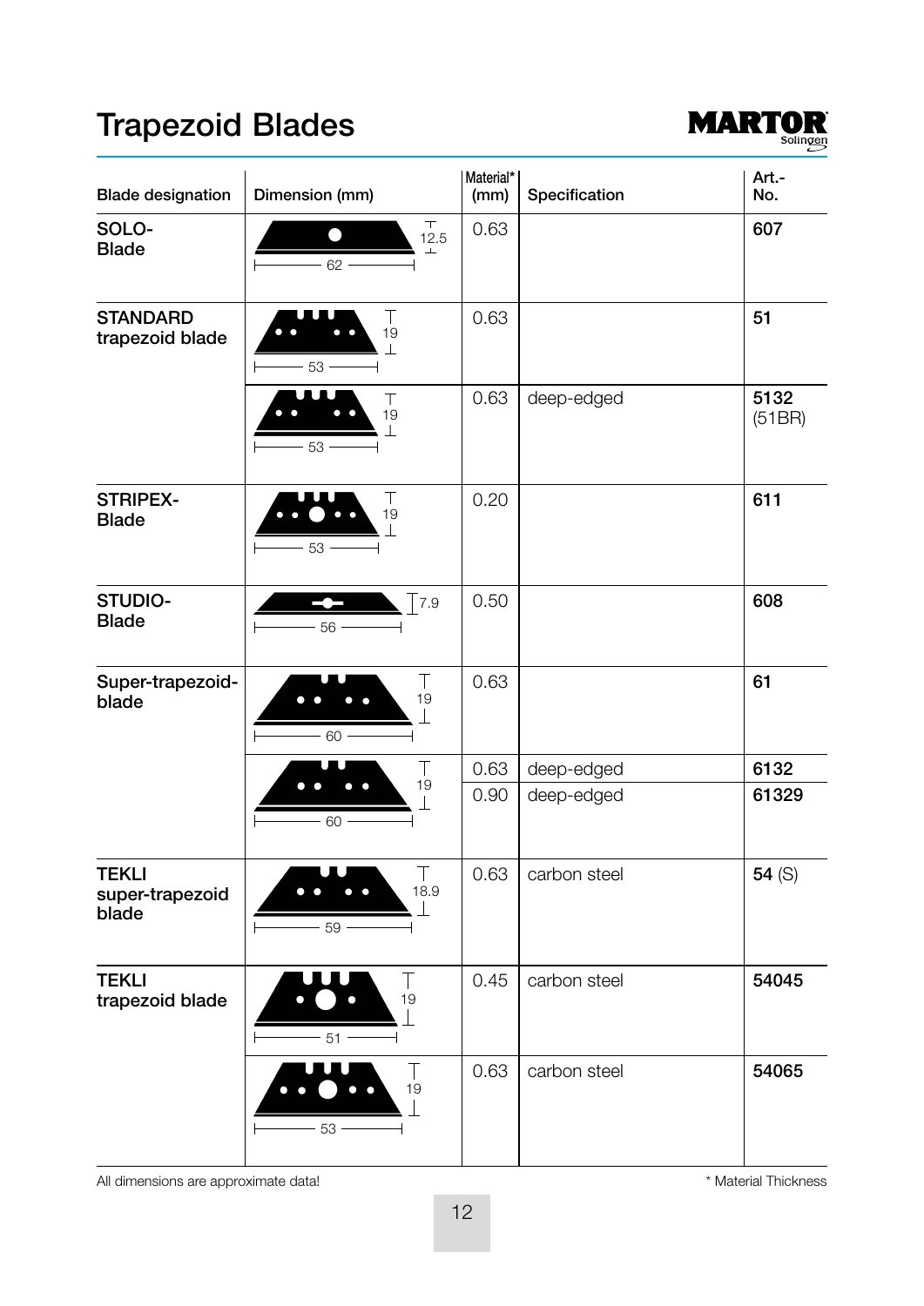# Trapezoid Blades

| Blade designation | Dimension (mm) | Material* (mm) | Specification | Art.-No. |
|---|---|---|---|---|
| SOLO-Blade | 62 × 12.5 | 0.63 | | **607** |
| STANDARD trapezoid blade | 53 × 19 | 0.63 | | **51** |
| | 53 × 19 | 0.63 | deep-edged | **5132** (51BR) |
| STRIPEX-Blade | 53 × 19 | 0.20 | | **611** |
| STUDIO-Blade | 56 × 7.9 | 0.50 | | **608** |
| Super-trapezoid-blade | 60 × 19 | 0.63 | | **61** |
| | 60 × 19 | 0.63 | deep-edged | **6132** |
| | | 0.90 | deep-edged | **61329** |
| TEKLI super-trapezoid blade | 59 × 18.9 | 0.63 | carbon steel | **54** (S) |
| TEKLI trapezoid blade | 51 × 19 | 0.45 | carbon steel | **54045** |
| | 53 × 19 | 0.63 | carbon steel | **54065** |

All dimensions are approximate data!

* Material Thickness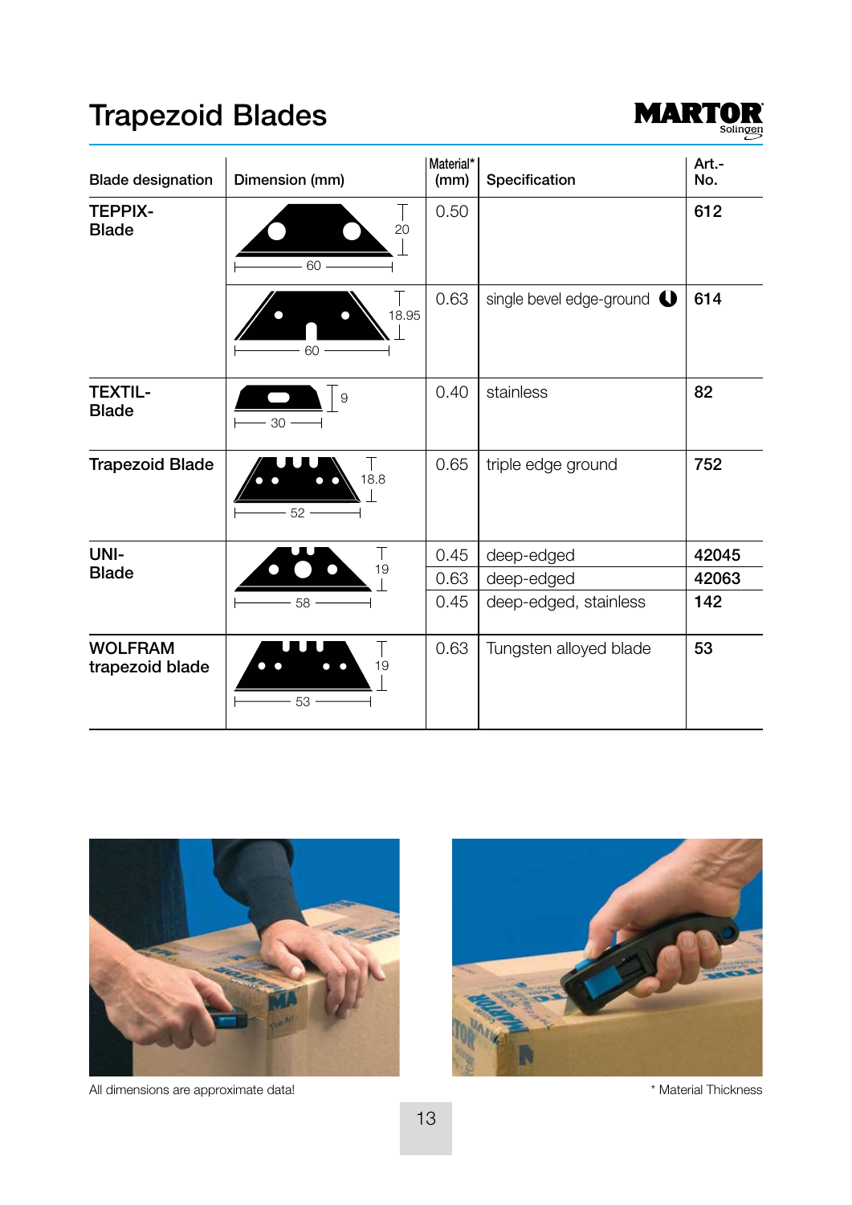# Trapezoid Blades

MARTOR Solingen

| Blade designation | Dimension (mm) | Material* (mm) | Specification | Art.-No. |
|---|---|---|---|---|
| TEPPIX-Blade | 60 × 20 | 0.50 | | 612 |
| | 60 × 18.95 | 0.63 | single bevel edge-ground | 614 |
| TEXTIL-Blade | 30 × 9 | 0.40 | stainless | 82 |
| Trapezoid Blade | 52 × 18.8 | 0.65 | triple edge ground | 752 |
| UNI-Blade | 58 × 19 | 0.45 | deep-edged | 42045 |
| | | 0.63 | deep-edged | 42063 |
| | | 0.45 | deep-edged, stainless | 142 |
| WOLFRAM trapezoid blade | 53 × 19 | 0.63 | Tungsten alloyed blade | 53 |

All dimensions are approximate data!

* Material Thickness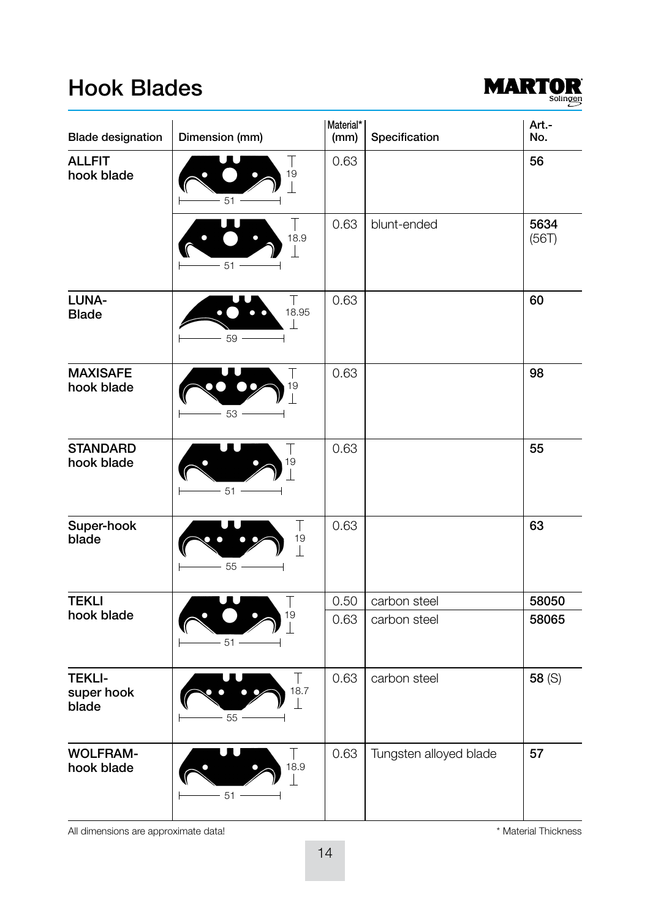# Hook Blades

| Blade designation | Dimension (mm) | Material* (mm) | Specification | Art.-No. |
|---|---|---|---|---|
| **ALLFIT hook blade** | 19 / 51 | 0.63 | | **56** |
| | 18.9 / 51 | 0.63 | blunt-ended | **5634** (56T) |
| **LUNA-Blade** | 18.95 / 59 | 0.63 | | **60** |
| **MAXISAFE hook blade** | 19 / 53 | 0.63 | | **98** |
| **STANDARD hook blade** | 19 / 51 | 0.63 | | **55** |
| **Super-hook blade** | 19 / 55 | 0.63 | | **63** |
| **TEKLI hook blade** | 19 / 51 | 0.50 | carbon steel | **58050** |
| | | 0.63 | carbon steel | **58065** |
| **TEKLI-super hook blade** | 18.7 / 55 | 0.63 | carbon steel | **58** (S) |
| **WOLFRAM-hook blade** | 18.9 / 51 | 0.63 | Tungsten alloyed blade | **57** |

All dimensions are approximate data!

* Material Thickness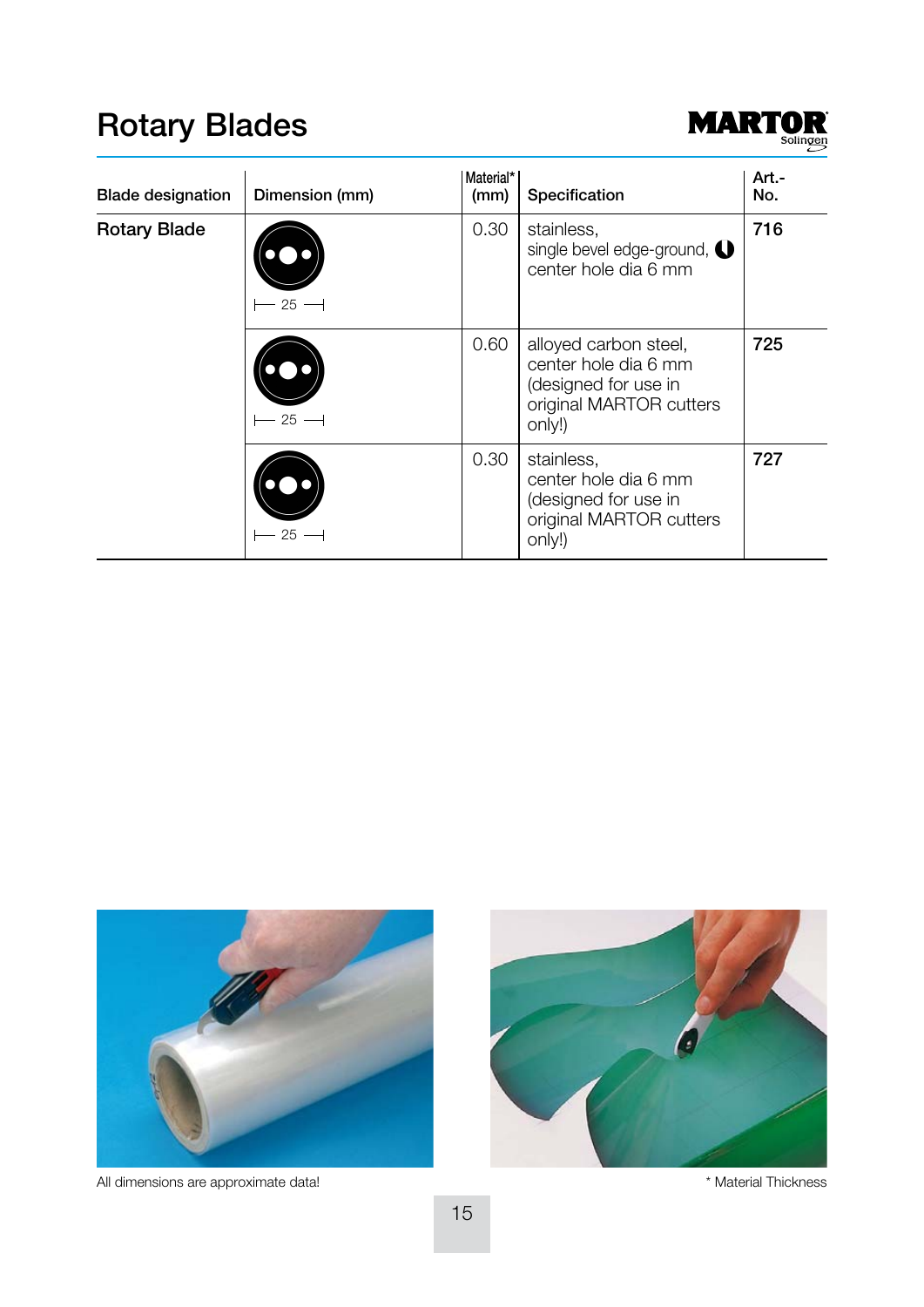# Rotary Blades

MARTOR Solingen

| Blade designation | Dimension (mm) | Material* (mm) | Specification | Art.-No. |
|---|---|---|---|---|
| Rotary Blade | 25 | 0.30 | stainless, single bevel edge-ground, center hole dia 6 mm | 716 |
| | 25 | 0.60 | alloyed carbon steel, center hole dia 6 mm (designed for use in original MARTOR cutters only!) | 725 |
| | 25 | 0.30 | stainless, center hole dia 6 mm (designed for use in original MARTOR cutters only!) | 727 |

All dimensions are approximate data!

\* Material Thickness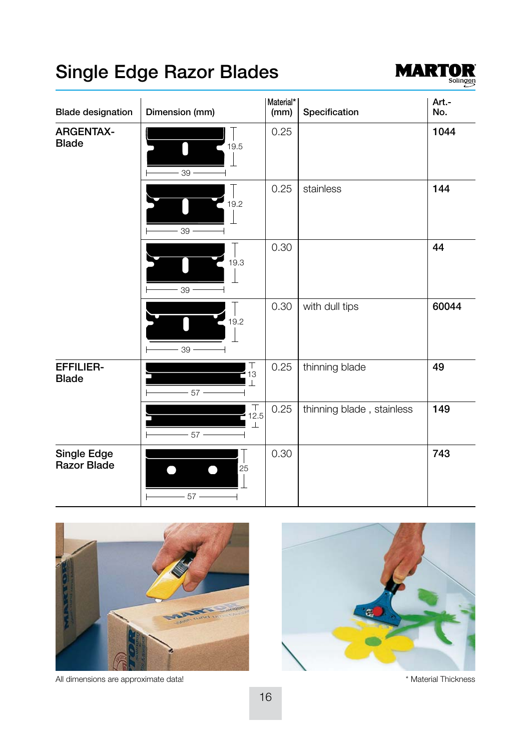# Single Edge Razor Blades

| Blade designation | Dimension (mm) | Material* (mm) | Specification | Art.-No. |
|---|---|---|---|---|
| ARGENTAX-Blade | 39 x 19.5 | 0.25 | | 1044 |
| | 39 x 19.2 | 0.25 | stainless | 144 |
| | 39 x 19.3 | 0.30 | | 44 |
| | 39 x 19.2 | 0.30 | with dull tips | 60044 |
| EFFILIER-Blade | 57 x 13 | 0.25 | thinning blade | 49 |
| | 57 x 12.5 | 0.25 | thinning blade , stainless | 149 |
| Single Edge Razor Blade | 57 x 25 | 0.30 | | 743 |

All dimensions are approximate data!

* Material Thickness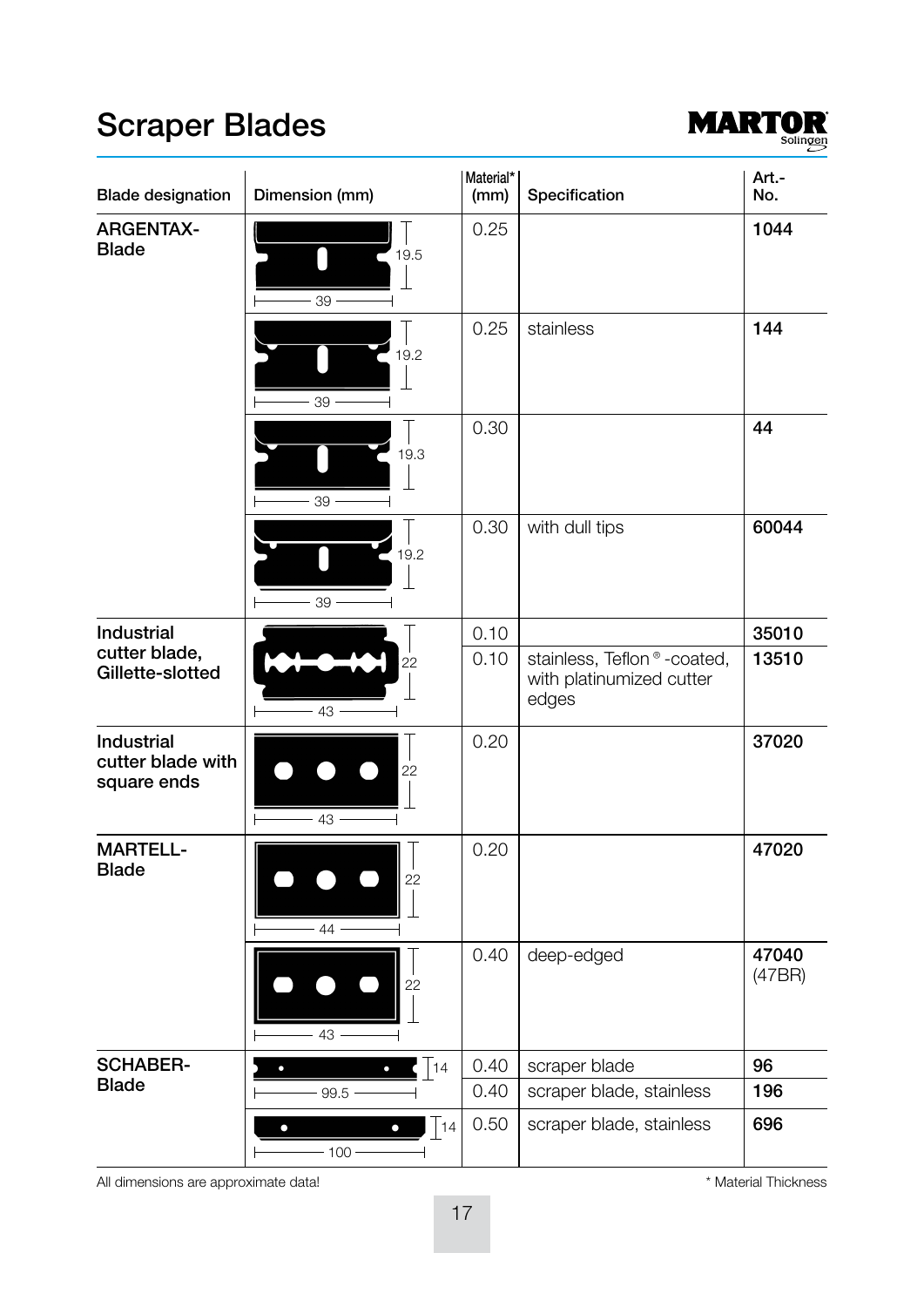# Scraper Blades

| Blade designation | Dimension (mm) | Material* (mm) | Specification | Art.-No. |
|---|---|---|---|---|
| **ARGENTAX-Blade** | 39 × 19.5 | 0.25 | | **1044** |
| | 39 × 19.2 | 0.25 | stainless | **144** |
| | 39 × 19.3 | 0.30 | | **44** |
| | 39 × 19.2 | 0.30 | with dull tips | **60044** |
| **Industrial cutter blade, Gillette-slotted** | 43 × 22 | 0.10 | | **35010** |
| | | 0.10 | stainless, Teflon® -coated, with platinumized cutter edges | **13510** |
| **Industrial cutter blade with square ends** | 43 × 22 | 0.20 | | **37020** |
| **MARTELL-Blade** | 44 × 22 | 0.20 | | **47020** |
| | 43 × 22 | 0.40 | deep-edged | **47040** (47BR) |
| **SCHABER-Blade** | 99.5 × 14 | 0.40 | scraper blade | **96** |
| | | 0.40 | scraper blade, stainless | **196** |
| | 100 × 14 | 0.50 | scraper blade, stainless | **696** |

All dimensions are approximate data!

\* Material Thickness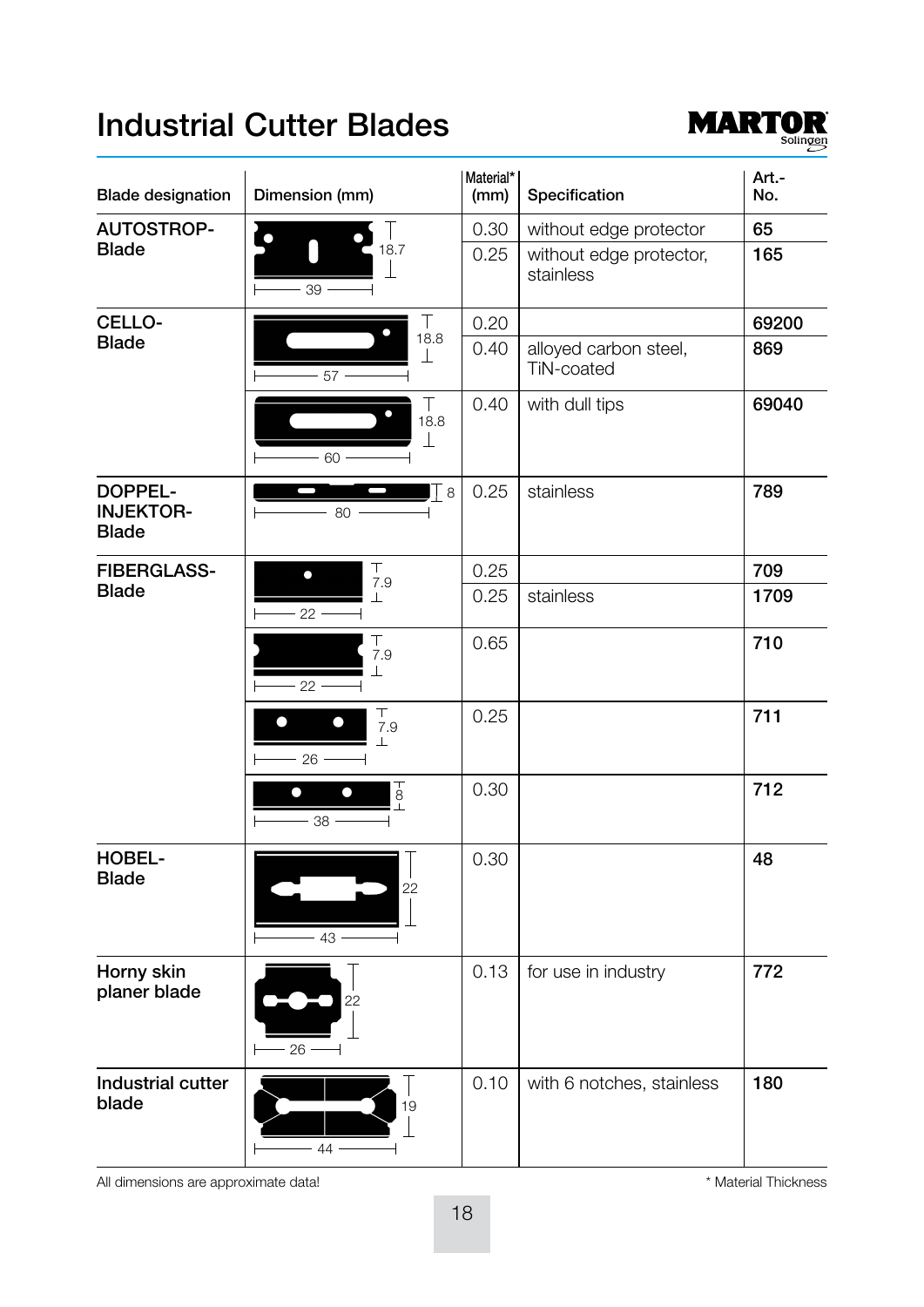# Industrial Cutter Blades

| Blade designation | Dimension (mm) | Material* (mm) | Specification | Art.-No. |
|---|---|---|---|---|
| AUTOSTROP-Blade | 39 × 18.7 | 0.30 | without edge protector | 65 |
| | | 0.25 | without edge protector, stainless | 165 |
| CELLO-Blade | 57 × 18.8 | 0.20 | | 69200 |
| | | 0.40 | alloyed carbon steel, TiN-coated | 869 |
| | 60 × 18.8 | 0.40 | with dull tips | 69040 |
| DOPPEL-INJEKTOR-Blade | 80 × 8 | 0.25 | stainless | 789 |
| FIBERGLASS-Blade | 22 × 7.9 | 0.25 | | 709 |
| | | 0.25 | stainless | 1709 |
| | 22 × 7.9 | 0.65 | | 710 |
| | 26 × 7.9 | 0.25 | | 711 |
| | 38 × 8 | 0.30 | | 712 |
| HOBEL-Blade | 43 × 22 | 0.30 | | 48 |
| Horny skin planer blade | 26 × 22 | 0.13 | for use in industry | 772 |
| Industrial cutter blade | 44 × 19 | 0.10 | with 6 notches, stainless | 180 |

All dimensions are approximate data!

* Material Thickness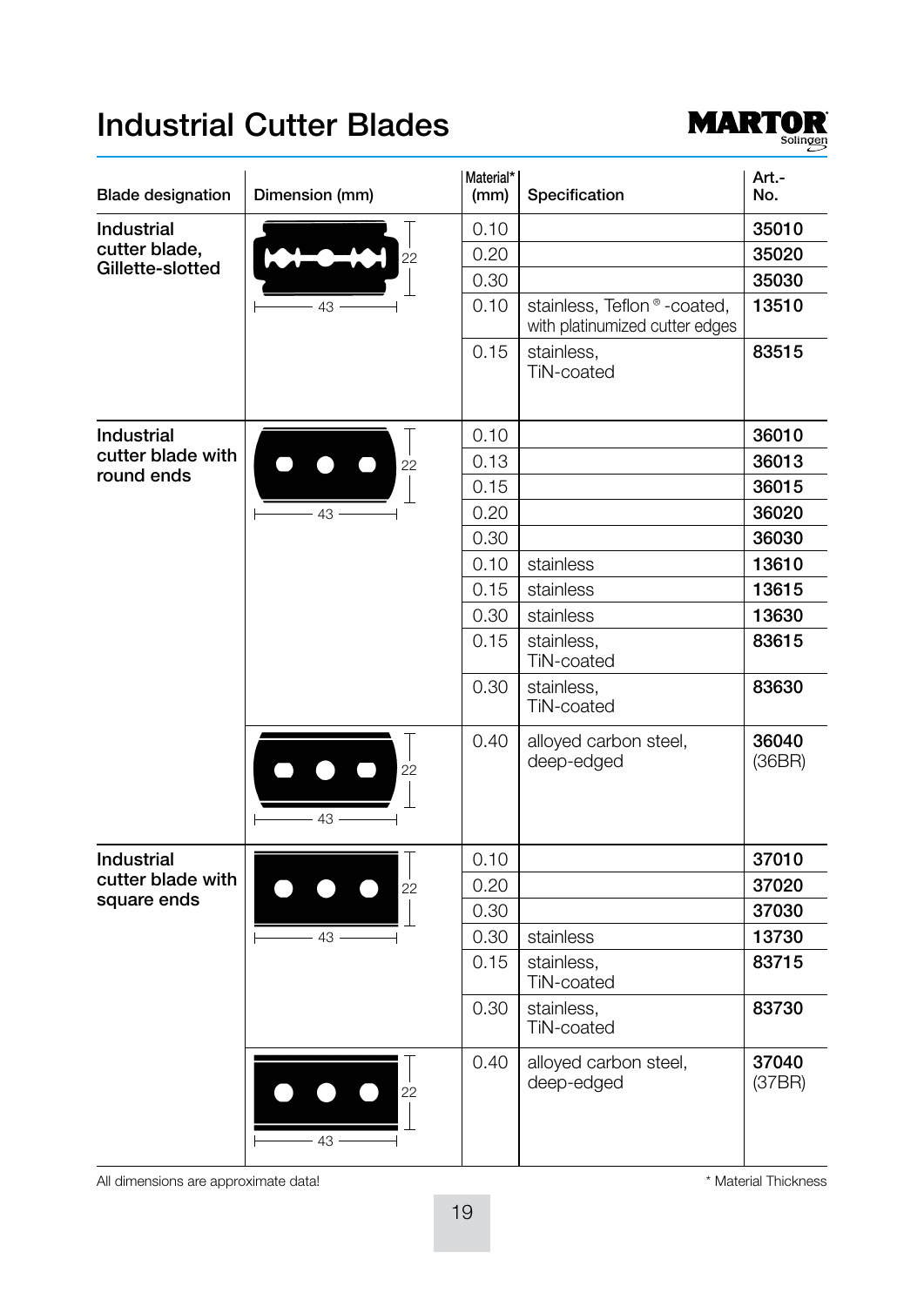# Industrial Cutter Blades

| Blade designation | Dimension (mm) | Material* (mm) | Specification | Art.-No. |
|---|---|---|---|---|
| Industrial cutter blade, Gillette-slotted | 43 × 22 | 0.10 | | **35010** |
| | | 0.20 | | **35020** |
| | | 0.30 | | **35030** |
| | | 0.10 | stainless, Teflon®-coated, with platinumized cutter edges | **13510** |
| | | 0.15 | stainless, TiN-coated | **83515** |
| Industrial cutter blade with round ends | 43 × 22 | 0.10 | | **36010** |
| | | 0.13 | | **36013** |
| | | 0.15 | | **36015** |
| | | 0.20 | | **36020** |
| | | 0.30 | | **36030** |
| | | 0.10 | stainless | **13610** |
| | | 0.15 | stainless | **13615** |
| | | 0.30 | stainless | **13630** |
| | | 0.15 | stainless, TiN-coated | **83615** |
| | | 0.30 | stainless, TiN-coated | **83630** |
| | 43 × 22 | 0.40 | alloyed carbon steel, deep-edged | **36040** (36BR) |
| Industrial cutter blade with square ends | 43 × 22 | 0.10 | | **37010** |
| | | 0.20 | | **37020** |
| | | 0.30 | | **37030** |
| | | 0.30 | stainless | **13730** |
| | | 0.15 | stainless, TiN-coated | **83715** |
| | | 0.30 | stainless, TiN-coated | **83730** |
| | 43 × 22 | 0.40 | alloyed carbon steel, deep-edged | **37040** (37BR) |

All dimensions are approximate data!

\* Material Thickness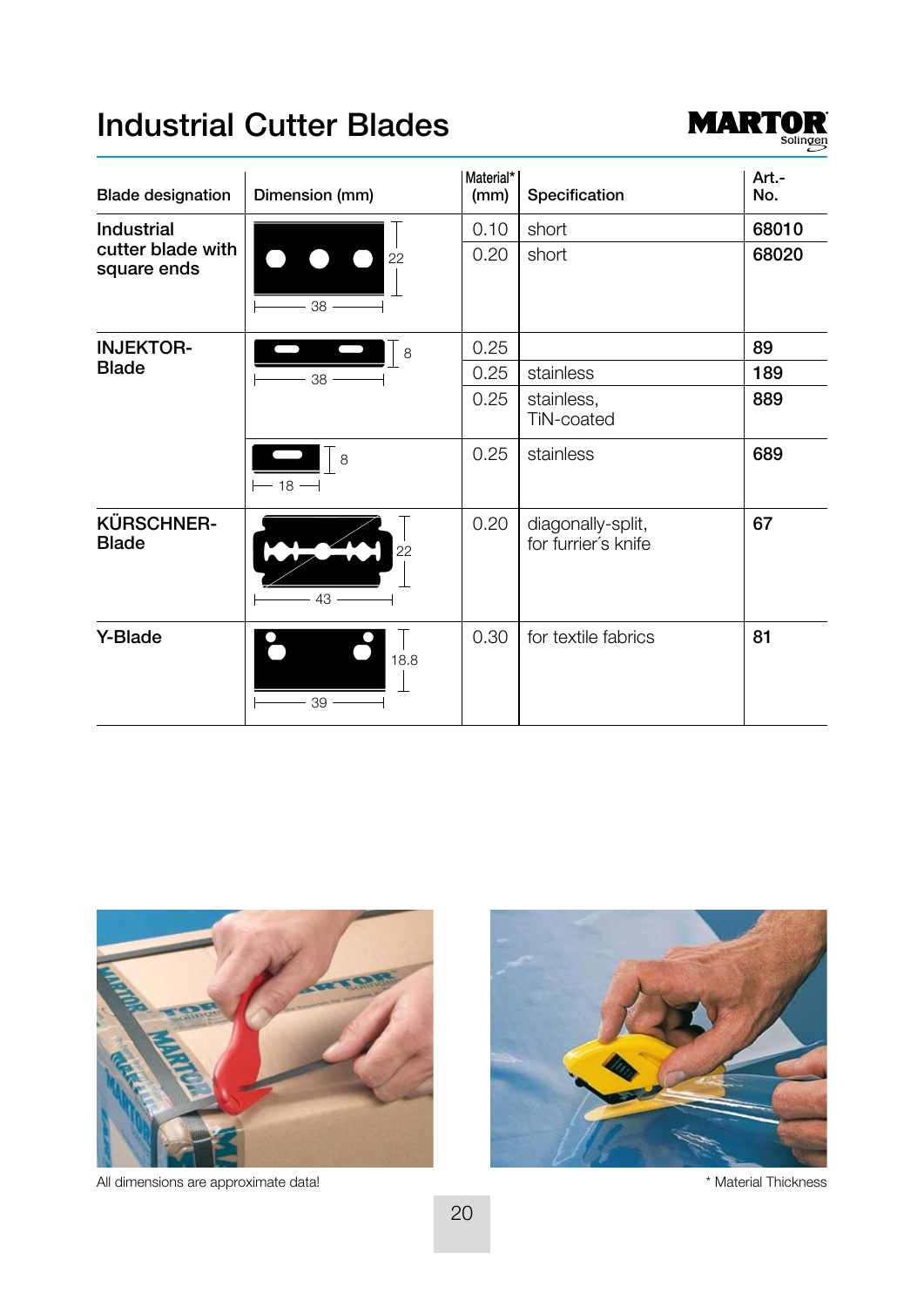# Industrial Cutter Blades

| Blade designation | Dimension (mm) | Material* (mm) | Specification | Art.-No. |
|---|---|---|---|---|
| Industrial cutter blade with square ends | 38 × 22 | 0.10 | short | **68010** |
| | | 0.20 | short | **68020** |
| INJEKTOR-Blade | 38 × 8 | 0.25 | | **89** |
| | | 0.25 | stainless | **189** |
| | | 0.25 | stainless, TiN-coated | **889** |
| | 18 × 8 | 0.25 | stainless | **689** |
| KÜRSCHNER-Blade | 43 × 22 | 0.20 | diagonally-split, for furrier´s knife | **67** |
| Y-Blade | 39 × 18.8 | 0.30 | for textile fabrics | **81** |

All dimensions are approximate data!

* Material Thickness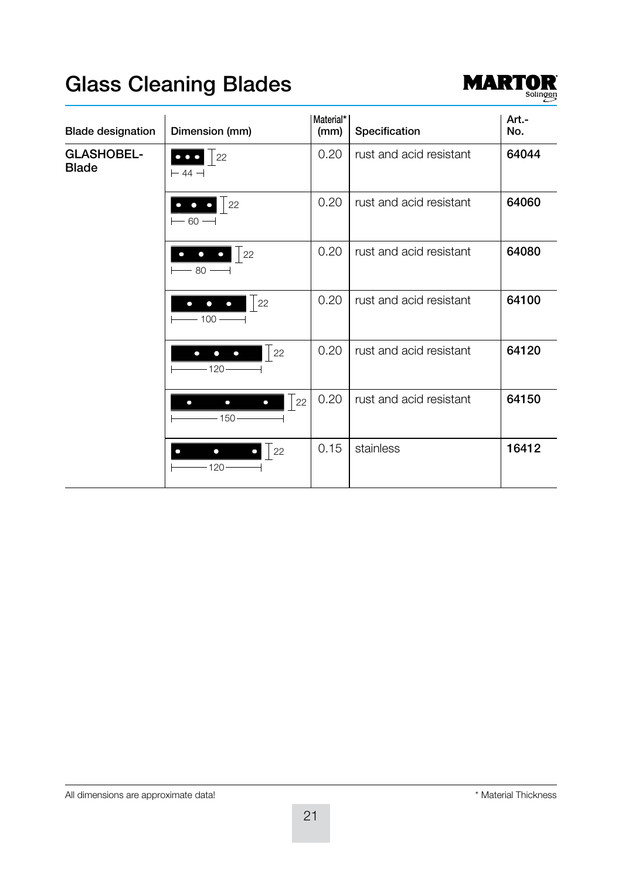# Glass Cleaning Blades

MARTOR Solingen

| Blade designation | Dimension (mm) | Material* (mm) | Specification | Art.-No. |
|---|---|---|---|---|
| GLASHOBEL-Blade | 44 × 22 | 0.20 | rust and acid resistant | **64044** |
| | 60 × 22 | 0.20 | rust and acid resistant | **64060** |
| | 80 × 22 | 0.20 | rust and acid resistant | **64080** |
| | 100 × 22 | 0.20 | rust and acid resistant | **64100** |
| | 120 × 22 | 0.20 | rust and acid resistant | **64120** |
| | 150 × 22 | 0.20 | rust and acid resistant | **64150** |
| | 120 × 22 | 0.15 | stainless | **16412** |

All dimensions are approximate data!

* Material Thickness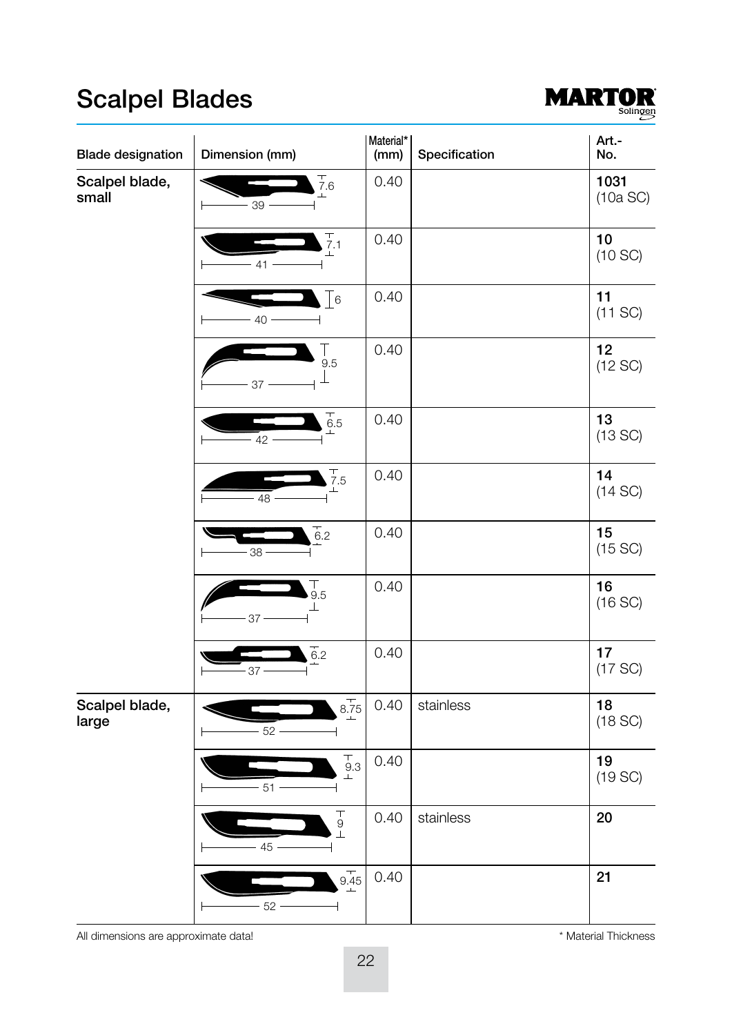# Scalpel Blades

MARTOR Solingen

| Blade designation | Dimension (mm) | Material* (mm) | Specification | Art.-No. |
|---|---|---|---|---|
| Scalpel blade, small | 39 / 7.6 | 0.40 | | **1031** (10a SC) |
| | 41 / 7.1 | 0.40 | | **10** (10 SC) |
| | 40 / 6 | 0.40 | | **11** (11 SC) |
| | 37 / 9.5 | 0.40 | | **12** (12 SC) |
| | 42 / 6.5 | 0.40 | | **13** (13 SC) |
| | 48 / 7.5 | 0.40 | | **14** (14 SC) |
| | 38 / 6.2 | 0.40 | | **15** (15 SC) |
| | 37 / 9.5 | 0.40 | | **16** (16 SC) |
| | 37 / 6.2 | 0.40 | | **17** (17 SC) |
| Scalpel blade, large | 52 / 8.75 | 0.40 | stainless | **18** (18 SC) |
| | 51 / 9.3 | 0.40 | | **19** (19 SC) |
| | 45 / 9 | 0.40 | stainless | **20** |
| | 52 / 9.45 | 0.40 | | **21** |

All dimensions are approximate data!

* Material Thickness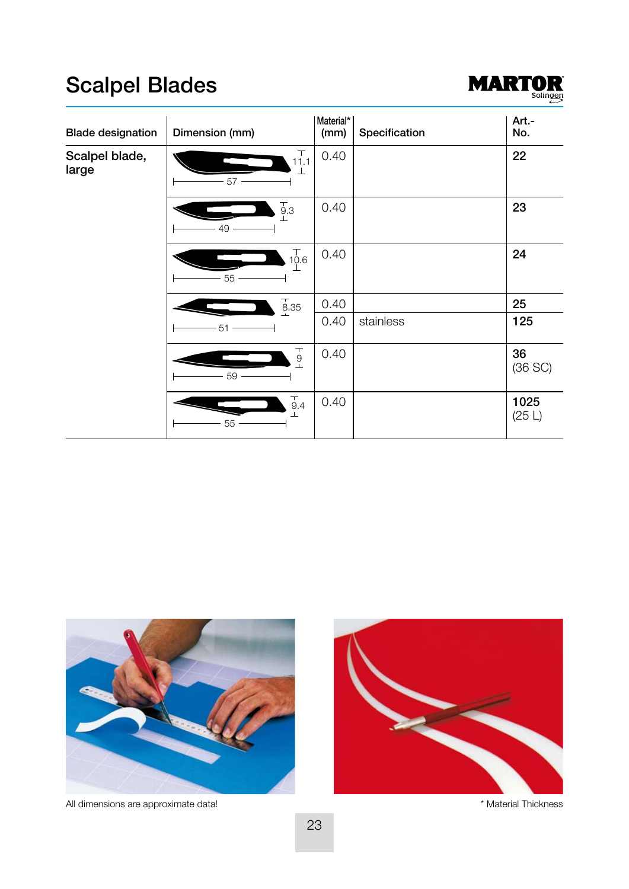# Scalpel Blades

MARTOR Solingen

| Blade designation | Dimension (mm) | Material* (mm) | Specification | Art.-No. |
|---|---|---|---|---|
| Scalpel blade, large | 57 / 11.1 | 0.40 | | **22** |
| | 49 / 9.3 | 0.40 | | **23** |
| | 55 / 10.6 | 0.40 | | **24** |
| | 51 / 8.35 | 0.40 | | **25** |
| | | 0.40 | stainless | **125** |
| | 59 / 9 | 0.40 | | **36** (36 SC) |
| | 55 / 9.4 | 0.40 | | **1025** (25 L) |

All dimensions are approximate data!

* Material Thickness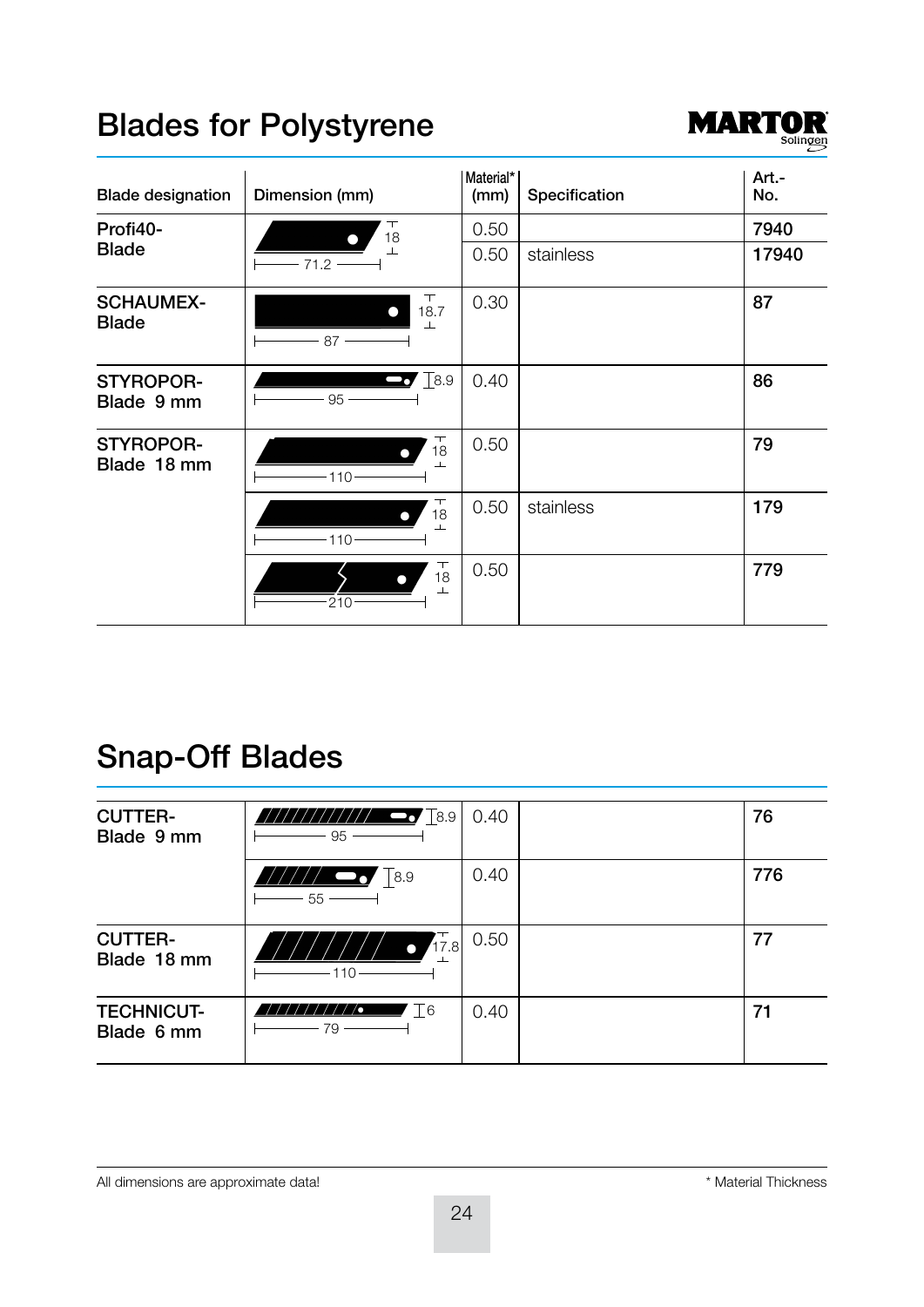# Blades for Polystyrene

MARTOR Solingen

| Blade designation | Dimension (mm) | Material* (mm) | Specification | Art.-No. |
|---|---|---|---|---|
| Profi40-Blade | 71.2 × 18 | 0.50 | | 7940 |
| | | 0.50 | stainless | 17940 |
| SCHAUMEX-Blade | 87 × 18.7 | 0.30 | | 87 |
| STYROPOR-Blade 9 mm | 95 × 8.9 | 0.40 | | 86 |
| STYROPOR-Blade 18 mm | 110 × 18 | 0.50 | | 79 |
| | 110 × 18 | 0.50 | stainless | 179 |
| | 210 × 18 | 0.50 | | 779 |

# Snap-Off Blades

| Blade designation | Dimension (mm) | Material* (mm) | Specification | Art.-No. |
|---|---|---|---|---|
| CUTTER-Blade 9 mm | 95 × 8.9 | 0.40 | | 76 |
| | 55 × 8.9 | 0.40 | | 776 |
| CUTTER-Blade 18 mm | 110 × 17.8 | 0.50 | | 77 |
| TECHNICUT-Blade 6 mm | 79 × 6 | 0.40 | | 71 |

All dimensions are approximate data!

* Material Thickness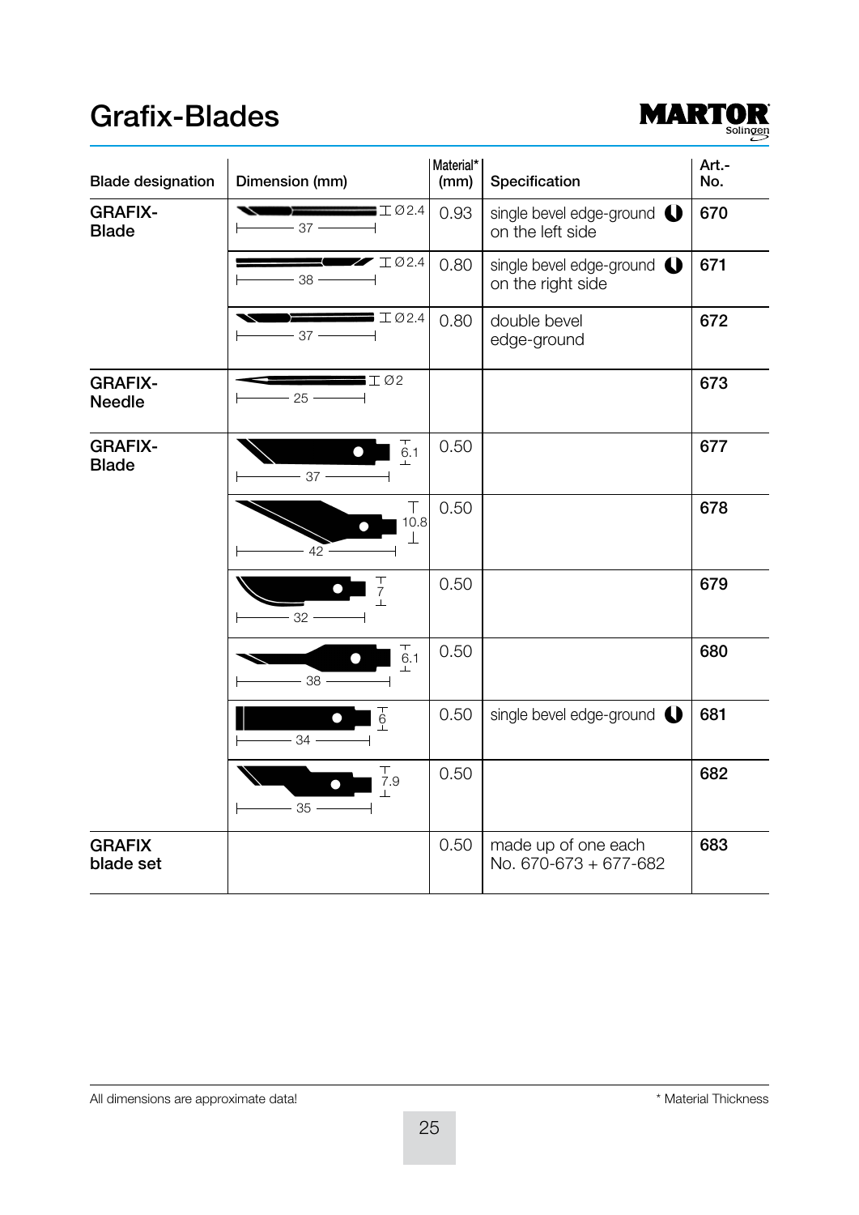# Grafix-Blades

MARTOR Solingen

| Blade designation | Dimension (mm) | Material* (mm) | Specification | Art.-No. |
|---|---|---|---|---|
| **GRAFIX-Blade** | Ø2.4, 37 | 0.93 | single bevel edge-ground on the left side | **670** |
| | Ø2.4, 38 | 0.80 | single bevel edge-ground on the right side | **671** |
| | Ø2.4, 37 | 0.80 | double bevel edge-ground | **672** |
| **GRAFIX-Needle** | Ø2, 25 | | | **673** |
| **GRAFIX-Blade** | 6.1, 37 | 0.50 | | **677** |
| | 10.8, 42 | 0.50 | | **678** |
| | 7, 32 | 0.50 | | **679** |
| | 6.1, 38 | 0.50 | | **680** |
| | 6, 34 | 0.50 | single bevel edge-ground | **681** |
| | 7.9, 35 | 0.50 | | **682** |
| **GRAFIX blade set** | | 0.50 | made up of one each No. 670-673 + 677-682 | **683** |

All dimensions are approximate data!

\* Material Thickness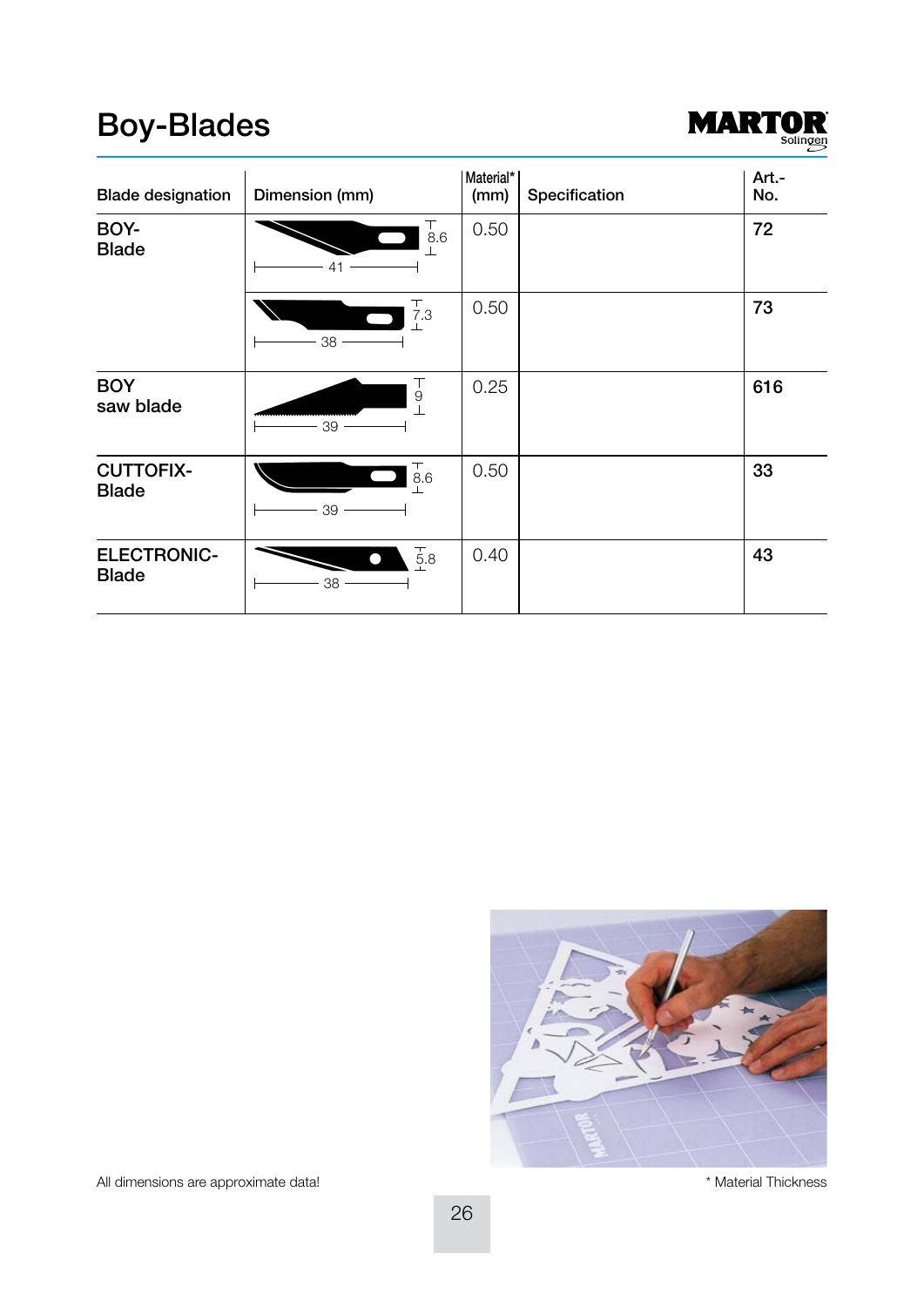# Boy-Blades

| Blade designation | Dimension (mm) | Material* (mm) | Specification | Art.-No. |
|---|---|---|---|---|
| BOY-Blade | 41 × 8.6 | 0.50 | | 72 |
| | 38 × 7.3 | 0.50 | | 73 |
| BOY saw blade | 39 × 9 | 0.25 | | 616 |
| CUTTOFIX-Blade | 39 × 8.6 | 0.50 | | 33 |
| ELECTRONIC-Blade | 38 × 5.8 | 0.40 | | 43 |

All dimensions are approximate data!

* Material Thickness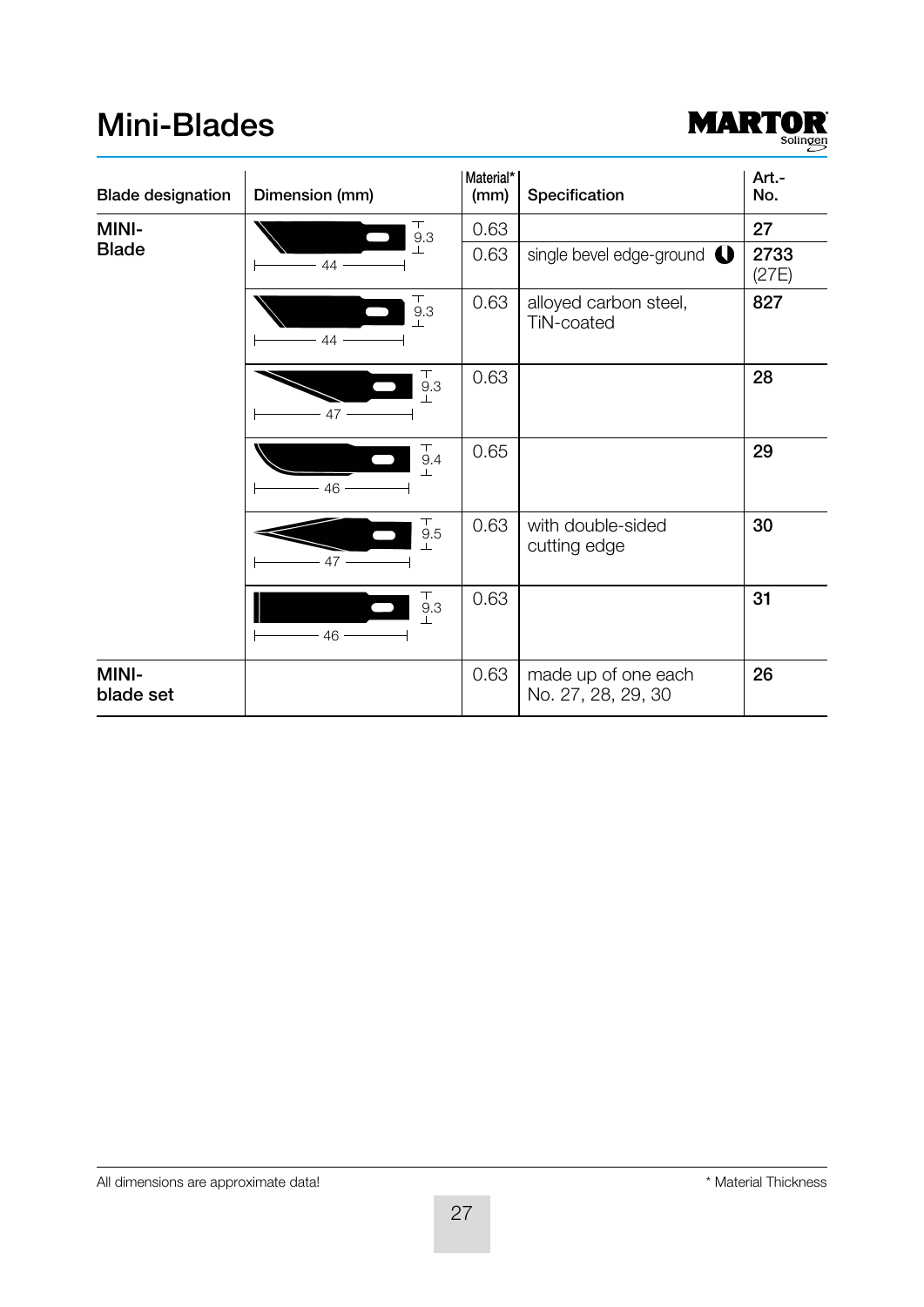# Mini-Blades

| Blade designation | Dimension (mm) | Material* (mm) | Specification | Art.-No. |
|---|---|---|---|---|
| **MINI-Blade** | 9.3 / 44 | 0.63 | | **27** |
| | | 0.63 | single bevel edge-ground | **2733** (27E) |
| | 9.3 / 44 | 0.63 | alloyed carbon steel, TiN-coated | **827** |
| | 9.3 / 47 | 0.63 | | **28** |
| | 9.4 / 46 | 0.65 | | **29** |
| | 9.5 / 47 | 0.63 | with double-sided cutting edge | **30** |
| | 9.3 / 46 | 0.63 | | **31** |
| **MINI-blade set** | | 0.63 | made up of one each No. 27, 28, 29, 30 | **26** |

All dimensions are approximate data!

\* Material Thickness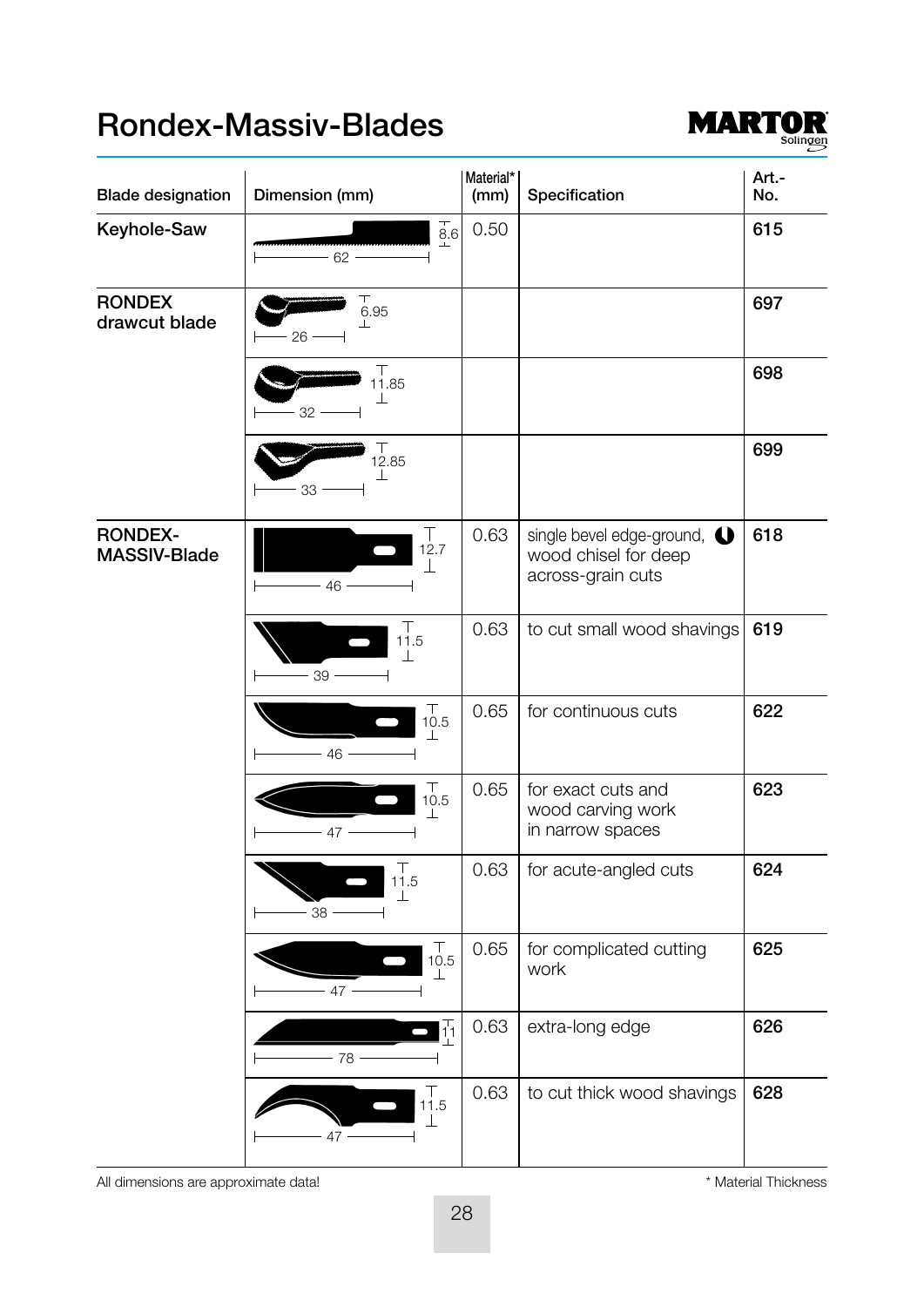# Rondex-Massiv-Blades

| Blade designation | Dimension (mm) | Material* (mm) | Specification | Art.-No. |
|---|---|---|---|---|
| **Keyhole-Saw** | 62 × 8.6 | 0.50 | | **615** |
| **RONDEX drawcut blade** | 26 × 6.95 | | | **697** |
| | 32 × 11.85 | | | **698** |
| | 33 × 12.85 | | | **699** |
| **RONDEX-MASSIV-Blade** | 46 × 12.7 | 0.63 | single bevel edge-ground, wood chisel for deep across-grain cuts | **618** |
| | 39 × 11.5 | 0.63 | to cut small wood shavings | **619** |
| | 46 × 10.5 | 0.65 | for continuous cuts | **622** |
| | 47 × 10.5 | 0.65 | for exact cuts and wood carving work in narrow spaces | **623** |
| | 38 × 11.5 | 0.63 | for acute-angled cuts | **624** |
| | 47 × 10.5 | 0.65 | for complicated cutting work | **625** |
| | 78 × 11 | 0.63 | extra-long edge | **626** |
| | 47 × 11.5 | 0.63 | to cut thick wood shavings | **628** |

All dimensions are approximate data!

\* Material Thickness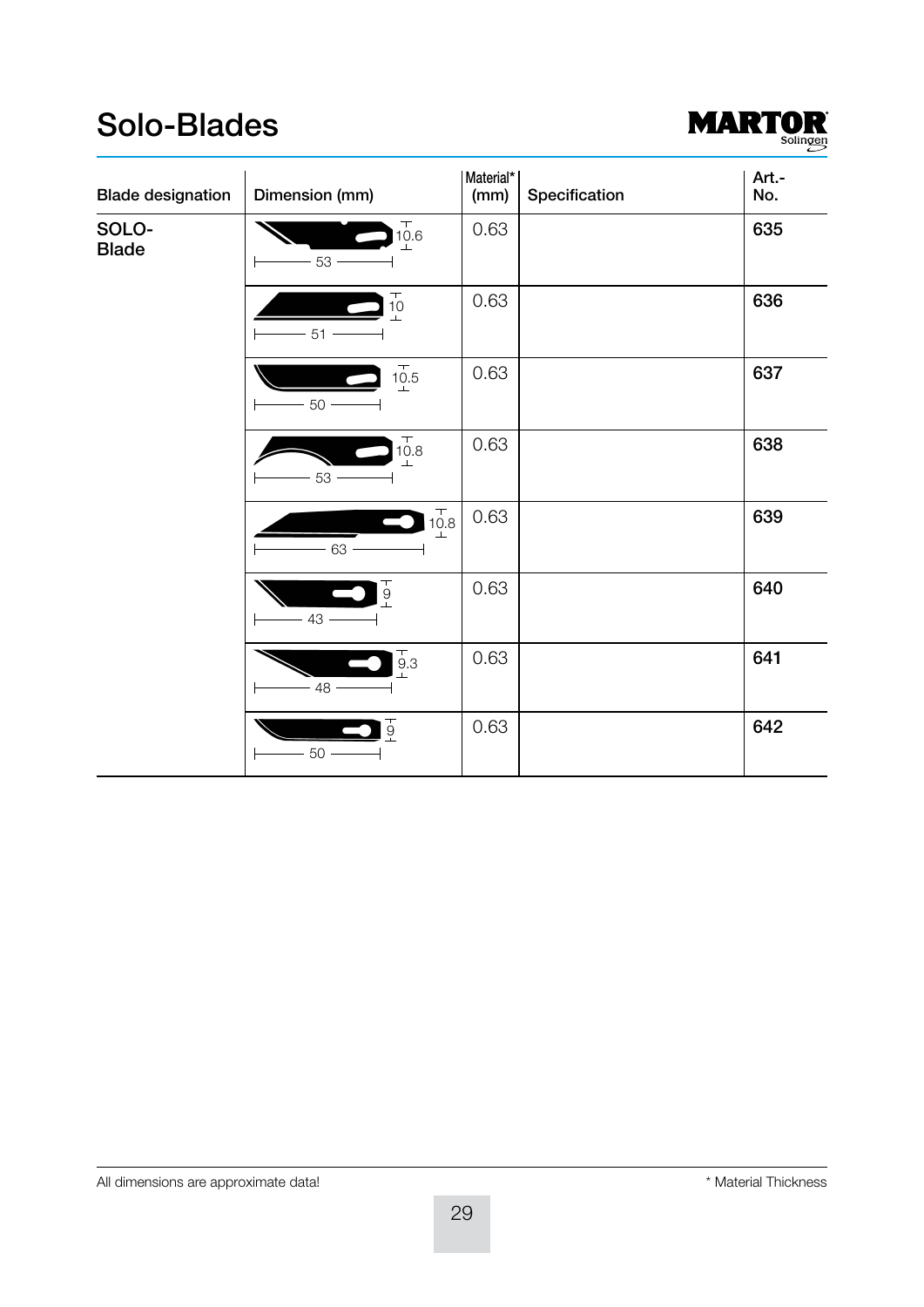# Solo-Blades

| Blade designation | Dimension (mm) | Material* (mm) | Specification | Art.-No. |
|---|---|---|---|---|
| SOLO-Blade | 53 × 10.6 | 0.63 | | 635 |
| | 51 × 10 | 0.63 | | 636 |
| | 50 × 10.5 | 0.63 | | 637 |
| | 53 × 10.8 | 0.63 | | 638 |
| | 63 × 10.8 | 0.63 | | 639 |
| | 43 × 9 | 0.63 | | 640 |
| | 48 × 9.3 | 0.63 | | 641 |
| | 50 × 9 | 0.63 | | 642 |

All dimensions are approximate data!

* Material Thickness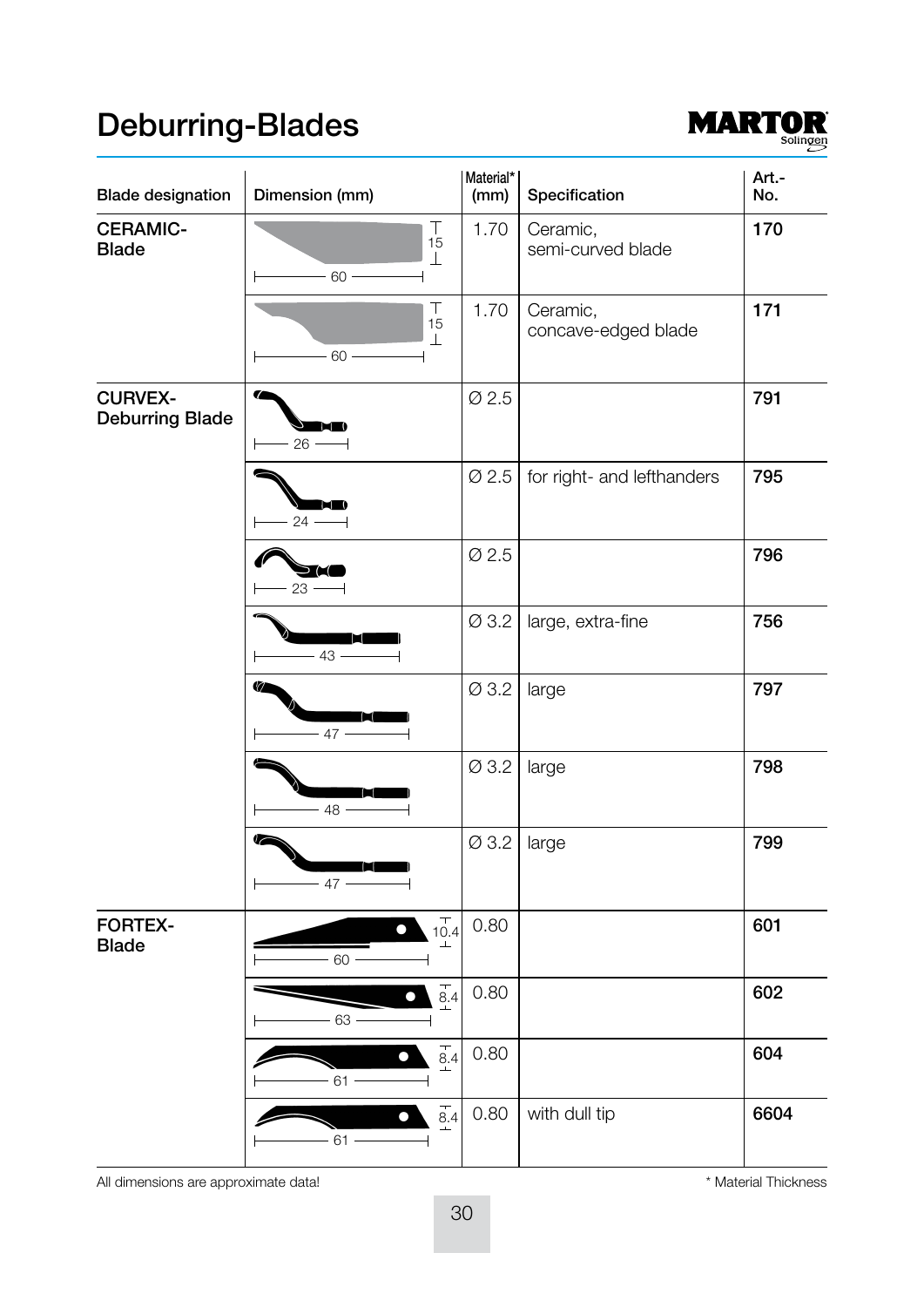# Deburring-Blades

| Blade designation | Dimension (mm) | Material* (mm) | Specification | Art.-No. |
|---|---|---|---|---|
| **CERAMIC-Blade** | 60 × 15 | 1.70 | Ceramic, semi-curved blade | **170** |
| | 60 × 15 | 1.70 | Ceramic, concave-edged blade | **171** |
| **CURVEX-Deburring Blade** | 26 | Ø 2.5 | | **791** |
| | 24 | Ø 2.5 | for right- and lefthanders | **795** |
| | 23 | Ø 2.5 | | **796** |
| | 43 | Ø 3.2 | large, extra-fine | **756** |
| | 47 | Ø 3.2 | large | **797** |
| | 48 | Ø 3.2 | large | **798** |
| | 47 | Ø 3.2 | large | **799** |
| **FORTEX-Blade** | 60 × 10.4 | 0.80 | | **601** |
| | 63 × 8.4 | 0.80 | | **602** |
| | 61 × 8.4 | 0.80 | | **604** |
| | 61 × 8.4 | 0.80 | with dull tip | **6604** |

All dimensions are approximate data!

\* Material Thickness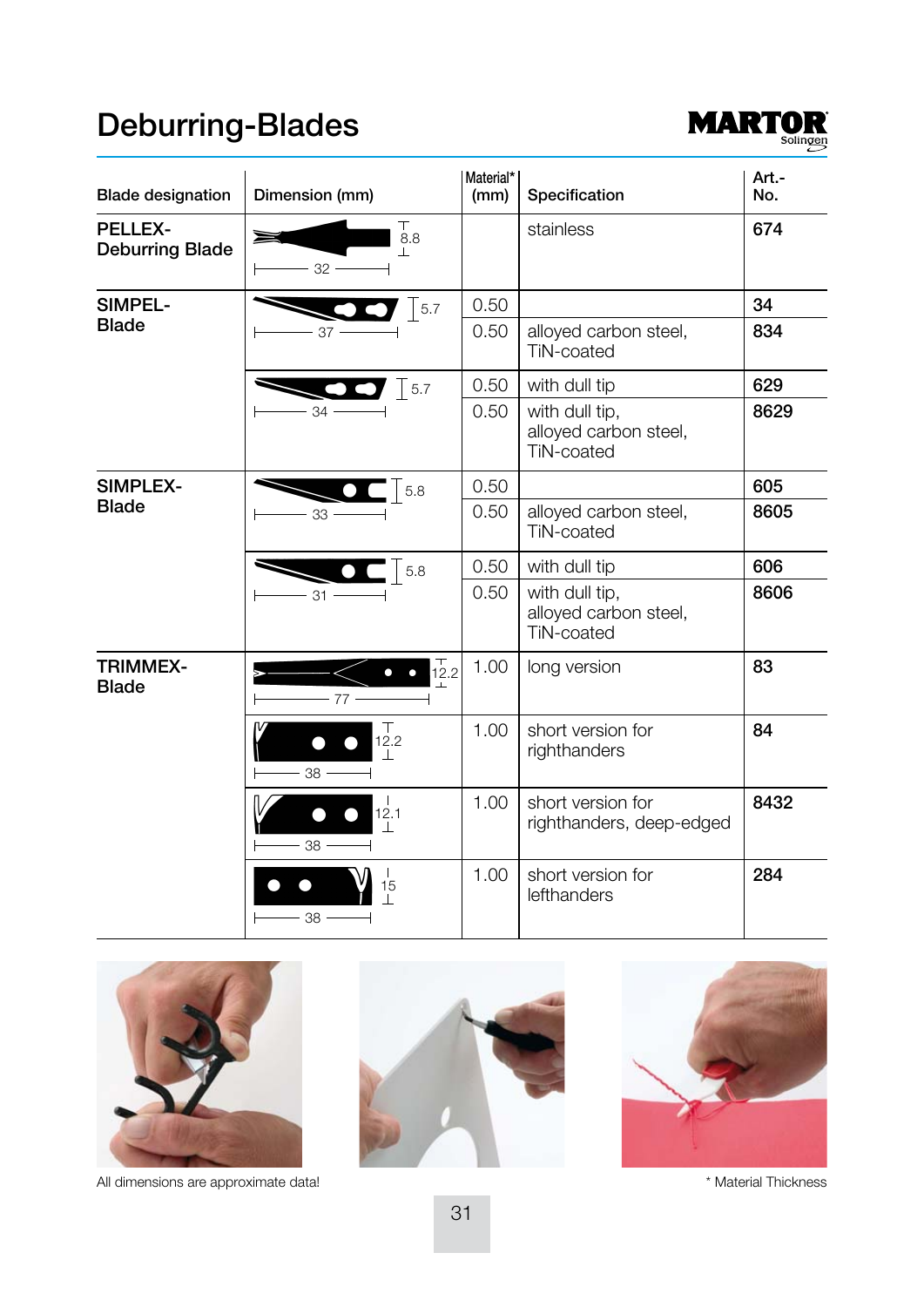# Deburring-Blades

| Blade designation | Dimension (mm) | Material* (mm) | Specification | Art.-No. |
|---|---|---|---|---|
| **PELLEX-Deburring Blade** | 32 × 8.8 | | stainless | **674** |
| **SIMPEL-Blade** | 37 × 5.7 | 0.50 | | **34** |
| | | 0.50 | alloyed carbon steel, TiN-coated | **834** |
| | 34 × 5.7 | 0.50 | with dull tip | **629** |
| | | 0.50 | with dull tip, alloyed carbon steel, TiN-coated | **8629** |
| **SIMPLEX-Blade** | 33 × 5.8 | 0.50 | | **605** |
| | | 0.50 | alloyed carbon steel, TiN-coated | **8605** |
| | 31 × 5.8 | 0.50 | with dull tip | **606** |
| | | 0.50 | with dull tip, alloyed carbon steel, TiN-coated | **8606** |
| **TRIMMEX-Blade** | 77 × 12.2 | 1.00 | long version | **83** |
| | 38 × 12.2 | 1.00 | short version for righthanders | **84** |
| | 38 × 12.1 | 1.00 | short version for righthanders, deep-edged | **8432** |
| | 38 × 15 | 1.00 | short version for lefthanders | **284** |

All dimensions are approximate data!

* Material Thickness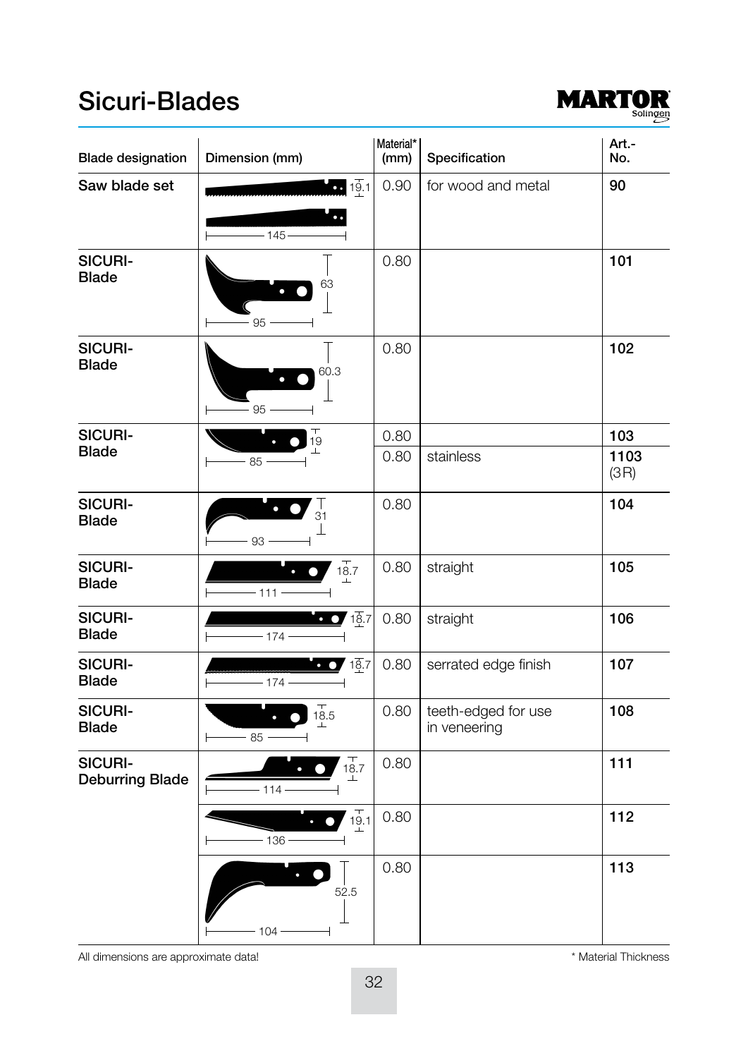# Sicuri-Blades

| Blade designation | Dimension (mm) | Material* (mm) | Specification | Art.-No. |
|---|---|---|---|---|
| Saw blade set | 19.1 / 145 | 0.90 | for wood and metal | 90 |
| SICURI-Blade | 63 / 95 | 0.80 | | 101 |
| SICURI-Blade | 60.3 / 95 | 0.80 | | 102 |
| SICURI-Blade | 19 / 85 | 0.80 | | 103 |
| | | 0.80 | stainless | 1103 (3R) |
| SICURI-Blade | 31 / 93 | 0.80 | | 104 |
| SICURI-Blade | 18.7 / 111 | 0.80 | straight | 105 |
| SICURI-Blade | 18.7 / 174 | 0.80 | straight | 106 |
| SICURI-Blade | 18.7 / 174 | 0.80 | serrated edge finish | 107 |
| SICURI-Blade | 18.5 / 85 | 0.80 | teeth-edged for use in veneering | 108 |
| SICURI-Deburring Blade | 18.7 / 114 | 0.80 | | 111 |
| | 19.1 / 136 | 0.80 | | 112 |
| | 52.5 / 104 | 0.80 | | 113 |

All dimensions are approximate data!

* Material Thickness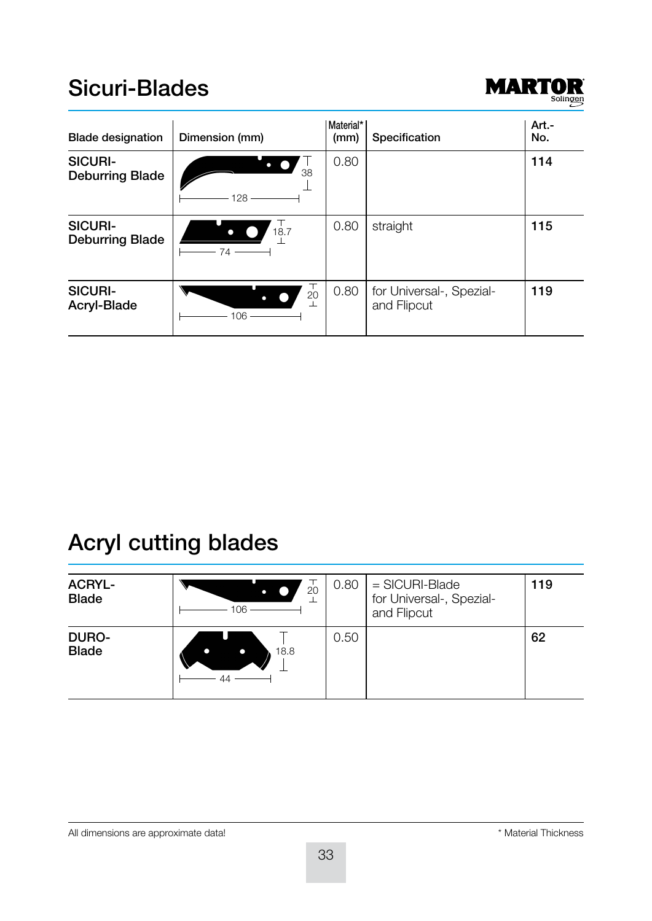# Sicuri-Blades

| Blade designation | Dimension (mm) | Material* (mm) | Specification | Art.-No. |
|---|---|---|---|---|
| **SICURI-Deburring Blade** | 128 × 38 | 0.80 | | **114** |
| **SICURI-Deburring Blade** | 74 × 18.7 | 0.80 | straight | **115** |
| **SICURI-Acryl-Blade** | 106 × 20 | 0.80 | for Universal-, Spezial- and Flipcut | **119** |

# Acryl cutting blades

| Blade designation | Dimension (mm) | Material* (mm) | Specification | Art.-No. |
|---|---|---|---|---|
| **ACRYL-Blade** | 106 × 20 | 0.80 | = SICURI-Blade for Universal-, Spezial- and Flipcut | **119** |
| **DURO-Blade** | 44 × 18.8 | 0.50 | | **62** |

All dimensions are approximate data!

* Material Thickness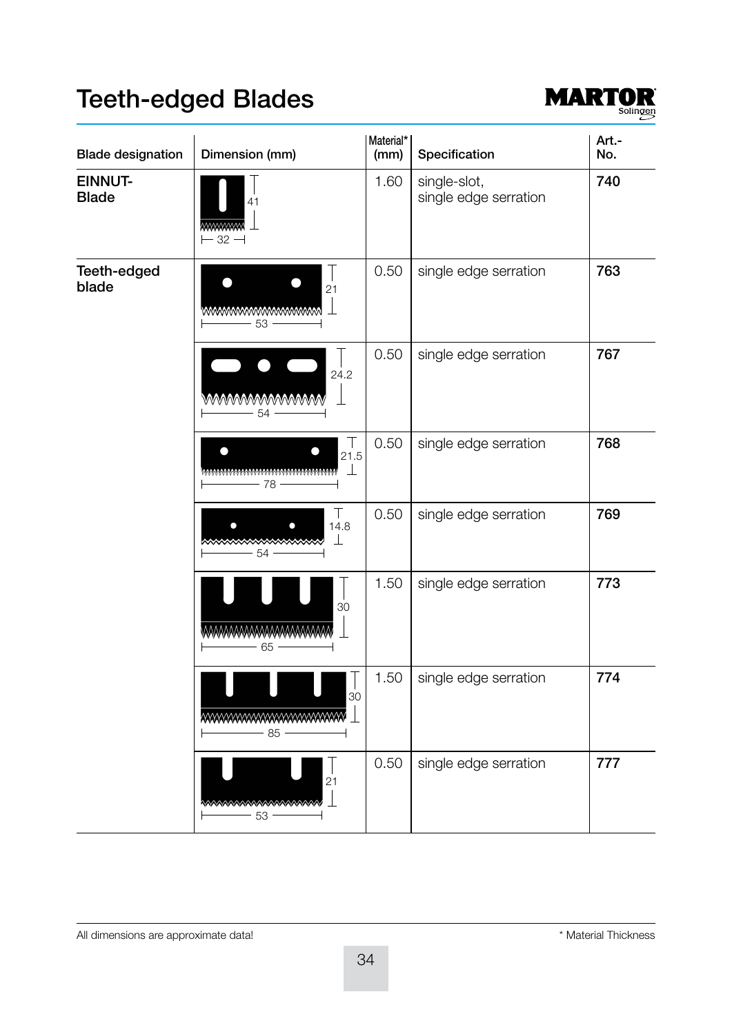# Teeth-edged Blades

MARTOR Solingen

| Blade designation | Dimension (mm) | Material* (mm) | Specification | Art.-No. |
|---|---|---|---|---|
| **EINNUT-Blade** | 41 × 32 | 1.60 | single-slot, single edge serration | **740** |
| **Teeth-edged blade** | 21 × 53 | 0.50 | single edge serration | **763** |
| | 24.2 × 54 | 0.50 | single edge serration | **767** |
| | 21.5 × 78 | 0.50 | single edge serration | **768** |
| | 14.8 × 54 | 0.50 | single edge serration | **769** |
| | 30 × 65 | 1.50 | single edge serration | **773** |
| | 30 × 85 | 1.50 | single edge serration | **774** |
| | 21 × 53 | 0.50 | single edge serration | **777** |

All dimensions are approximate data!

* Material Thickness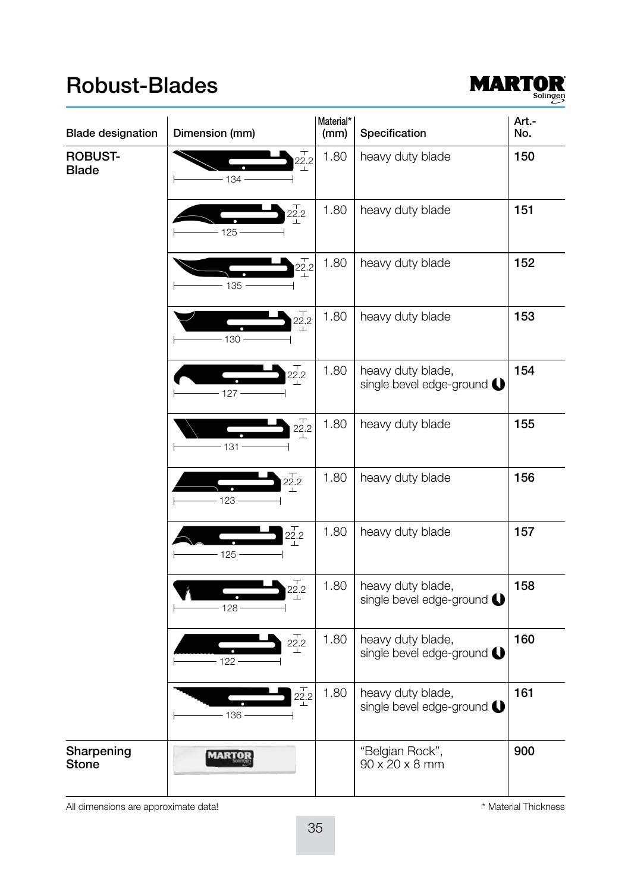# Robust-Blades

| Blade designation | Dimension (mm) | Material* (mm) | Specification | Art.-No. |
|---|---|---|---|---|
| ROBUST-Blade | 22.2 / 134 | 1.80 | heavy duty blade | **150** |
| | 22.2 / 125 | 1.80 | heavy duty blade | **151** |
| | 22.2 / 135 | 1.80 | heavy duty blade | **152** |
| | 22.2 / 130 | 1.80 | heavy duty blade | **153** |
| | 22.2 / 127 | 1.80 | heavy duty blade, single bevel edge-ground | **154** |
| | 22.2 / 131 | 1.80 | heavy duty blade | **155** |
| | 22.2 / 123 | 1.80 | heavy duty blade | **156** |
| | 22.2 / 125 | 1.80 | heavy duty blade | **157** |
| | 22.2 / 128 | 1.80 | heavy duty blade, single bevel edge-ground | **158** |
| | 22.2 / 122 | 1.80 | heavy duty blade, single bevel edge-ground | **160** |
| | 22.2 / 136 | 1.80 | heavy duty blade, single bevel edge-ground | **161** |
| Sharpening Stone | | | "Belgian Rock", 90 x 20 x 8 mm | **900** |

All dimensions are approximate data!

* Material Thickness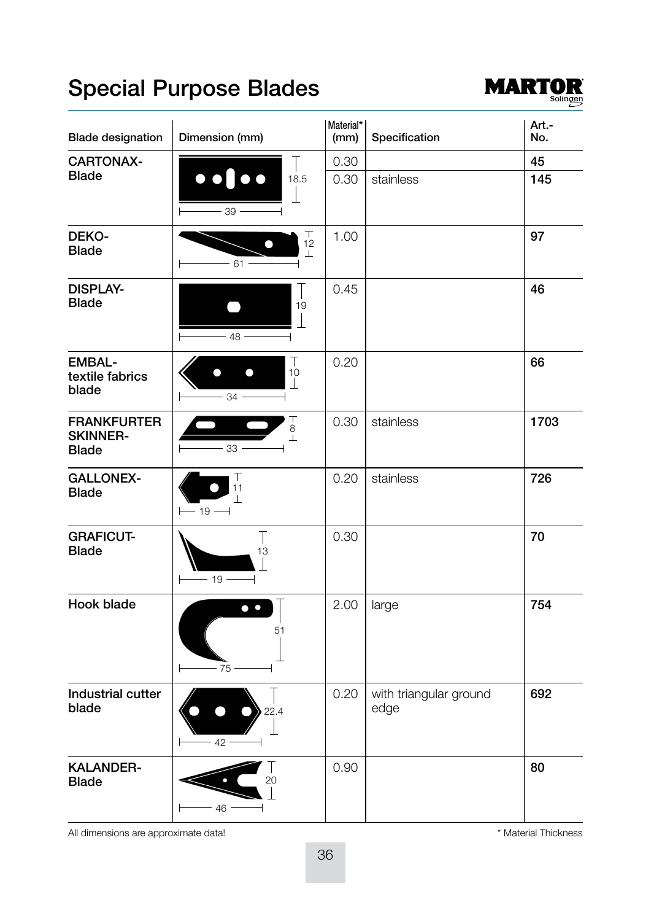# Special Purpose Blades

MARTOR Solingen

| Blade designation | Dimension (mm) | Material* (mm) | Specification | Art.-No. |
|---|---|---|---|---|
| CARTONAX-Blade | 39 × 18.5 | 0.30 | | 45 |
| | | 0.30 | stainless | 145 |
| DEKO-Blade | 61 × 12 | 1.00 | | 97 |
| DISPLAY-Blade | 48 × 19 | 0.45 | | 46 |
| EMBAL-textile fabrics blade | 34 × 10 | 0.20 | | 66 |
| FRANKFURTER SKINNER-Blade | 33 × 8 | 0.30 | stainless | 1703 |
| GALLONEX-Blade | 19 × 11 | 0.20 | stainless | 726 |
| GRAFICUT-Blade | 19 × 13 | 0.30 | | 70 |
| Hook blade | 75 × 51 | 2.00 | large | 754 |
| Industrial cutter blade | 42 × 22.4 | 0.20 | with triangular ground edge | 692 |
| KALANDER-Blade | 46 × 20 | 0.90 | | 80 |

All dimensions are approximate data!

* Material Thickness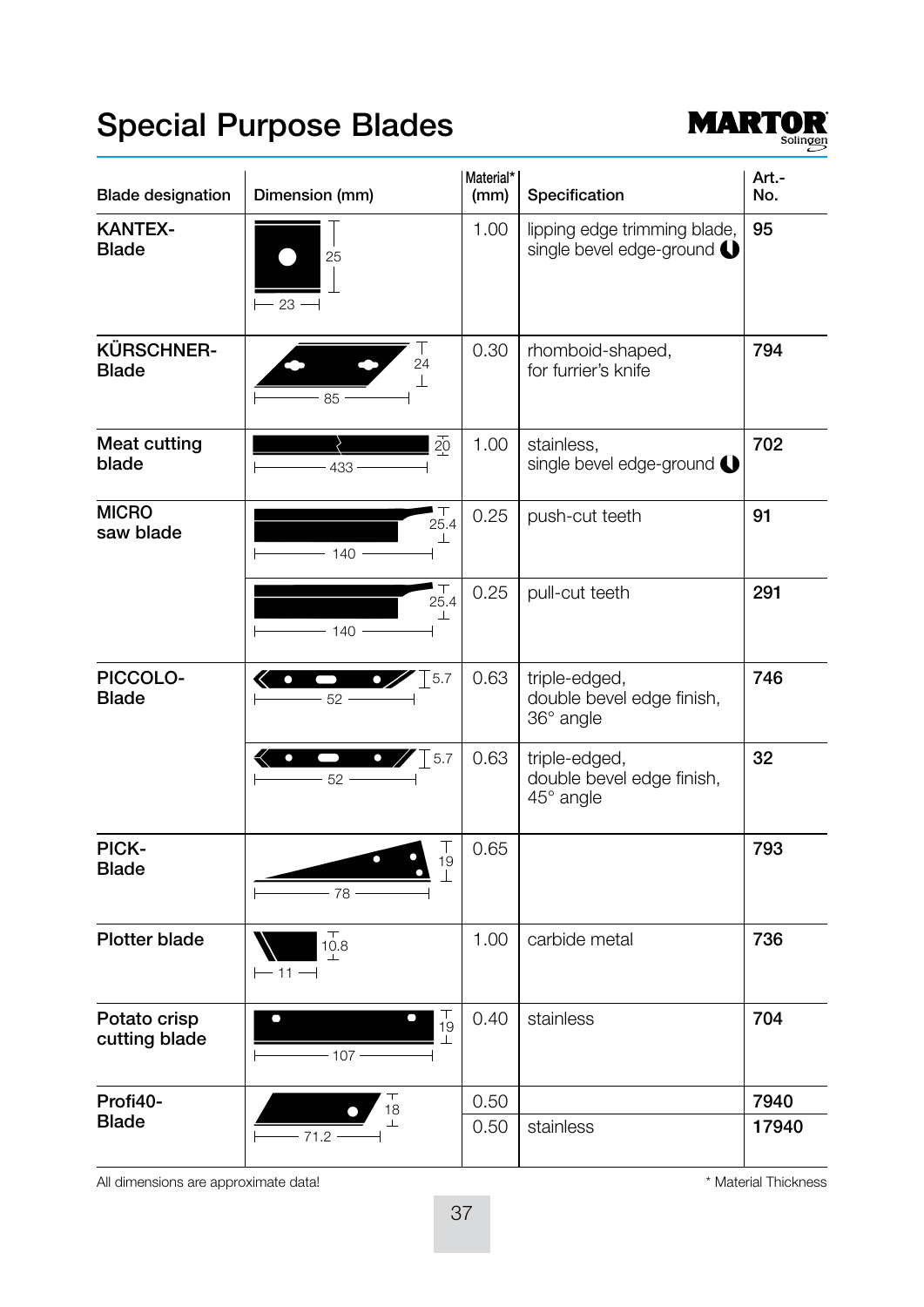# Special Purpose Blades

MARTOR Solingen

| Blade designation | Dimension (mm) | Material* (mm) | Specification | Art.-No. |
|---|---|---|---|---|
| **KANTEX-Blade** | 23 × 25 | 1.00 | lipping edge trimming blade, single bevel edge-ground | **95** |
| **KÜRSCHNER-Blade** | 85 × 24 | 0.30 | rhomboid-shaped, for furrier's knife | **794** |
| **Meat cutting blade** | 433 × 20 | 1.00 | stainless, single bevel edge-ground | **702** |
| **MICRO saw blade** | 140 × 25.4 | 0.25 | push-cut teeth | **91** |
| | 140 × 25.4 | 0.25 | pull-cut teeth | **291** |
| **PICCOLO-Blade** | 52 × 5.7 | 0.63 | triple-edged, double bevel edge finish, 36° angle | **746** |
| | 52 × 5.7 | 0.63 | triple-edged, double bevel edge finish, 45° angle | **32** |
| **PICK-Blade** | 78 × 19 | 0.65 | | **793** |
| **Plotter blade** | 11 × 10.8 | 1.00 | carbide metal | **736** |
| **Potato crisp cutting blade** | 107 × 19 | 0.40 | stainless | **704** |
| **Profi40-Blade** | 71.2 × 18 | 0.50 | | **7940** |
| | | 0.50 | stainless | **17940** |

All dimensions are approximate data!

\* Material Thickness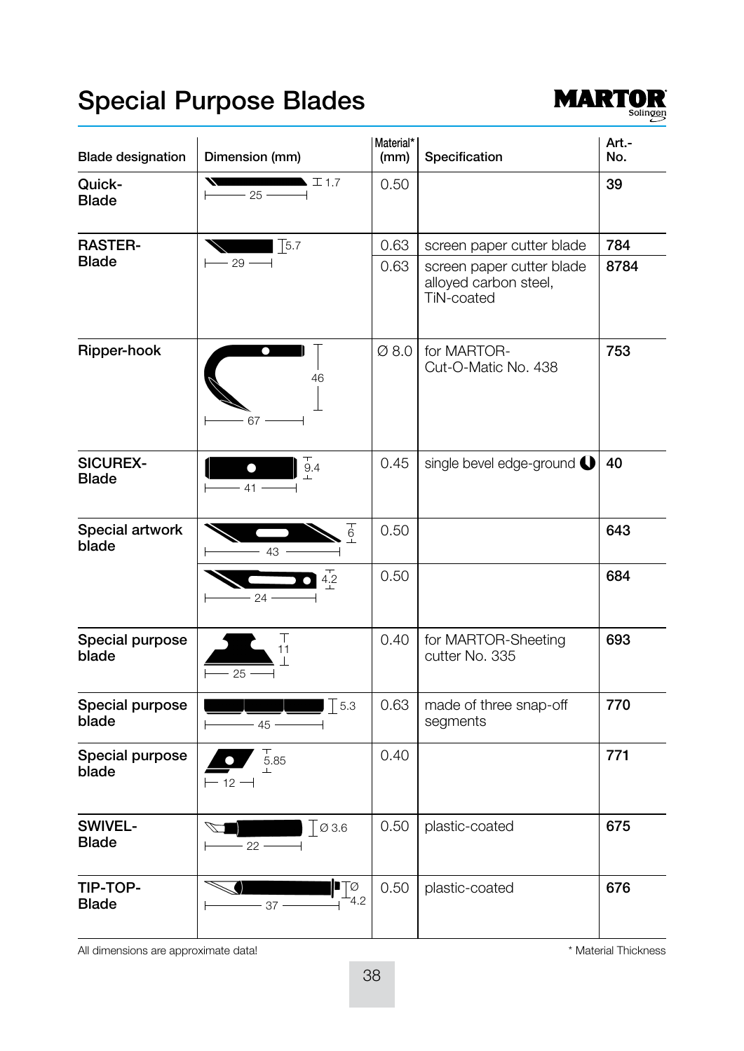# Special Purpose Blades

MARTOR Solingen

| Blade designation | Dimension (mm) | Material* (mm) | Specification | Art.-No. |
|---|---|---|---|---|
| Quick-Blade | 25 / 1.7 | 0.50 | | 39 |
| RASTER-Blade | 29 / 5.7 | 0.63 | screen paper cutter blade | 784 |
| | | 0.63 | screen paper cutter blade alloyed carbon steel, TiN-coated | 8784 |
| Ripper-hook | 67 / 46 | Ø 8.0 | for MARTOR-Cut-O-Matic No. 438 | 753 |
| SICUREX-Blade | 41 / 9.4 | 0.45 | single bevel edge-ground | 40 |
| Special artwork blade | 43 / 6 | 0.50 | | 643 |
| | 24 / 4.2 | 0.50 | | 684 |
| Special purpose blade | 25 / 11 | 0.40 | for MARTOR-Sheeting cutter No. 335 | 693 |
| Special purpose blade | 45 / 5.3 | 0.63 | made of three snap-off segments | 770 |
| Special purpose blade | 12 / 5.85 | 0.40 | | 771 |
| SWIVEL-Blade | 22 / Ø 3.6 | 0.50 | plastic-coated | 675 |
| TIP-TOP-Blade | 37 / Ø 4.2 | 0.50 | plastic-coated | 676 |

All dimensions are approximate data!

* Material Thickness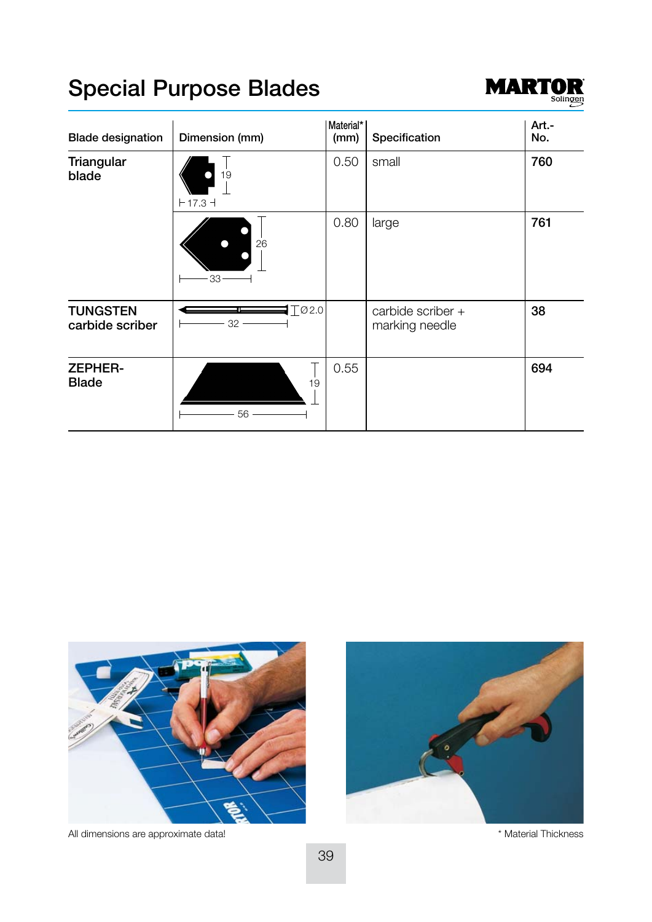# Special Purpose Blades

MARTOR Solingen

| Blade designation | Dimension (mm) | Material* (mm) | Specification | Art.-No. |
|---|---|---|---|---|
| Triangular blade | 19 / 17.3 | 0.50 | small | **760** |
| | 26 / 33 | 0.80 | large | **761** |
| TUNGSTEN carbide scriber | Ø2.0 / 32 | | carbide scriber + marking needle | **38** |
| ZEPHER-Blade | 19 / 56 | 0.55 | | **694** |

All dimensions are approximate data!

* Material Thickness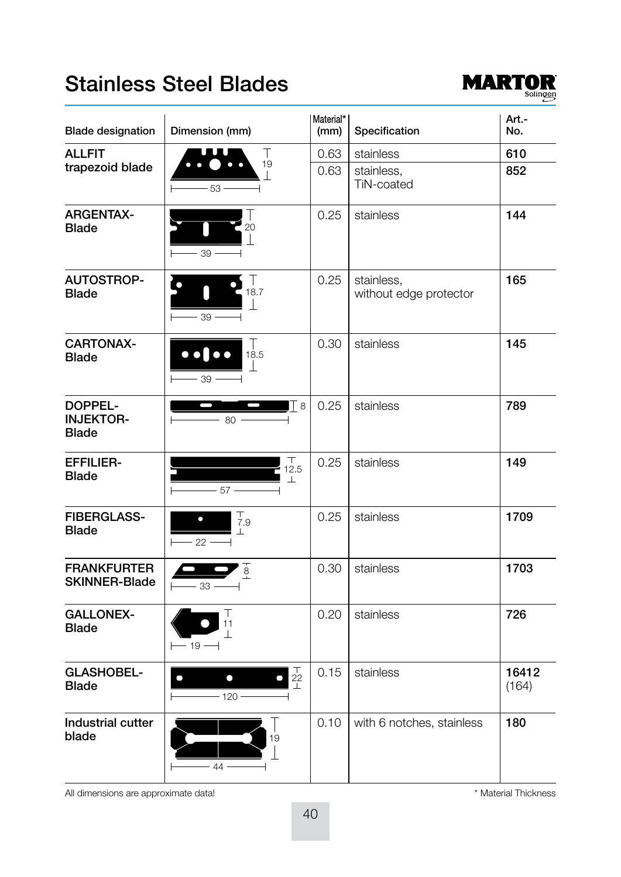# Stainless Steel Blades

MARTOR Solingen

| Blade designation | Dimension (mm) | Material* (mm) | Specification | Art.-No. |
|---|---|---|---|---|
| **ALLFIT trapezoid blade** | 53 × 19 | 0.63 | stainless | **610** |
| | | 0.63 | stainless, TiN-coated | **852** |
| **ARGENTAX-Blade** | 39 × 20 | 0.25 | stainless | **144** |
| **AUTOSTROP-Blade** | 39 × 18.7 | 0.25 | stainless, without edge protector | **165** |
| **CARTONAX-Blade** | 39 × 18.5 | 0.30 | stainless | **145** |
| **DOPPEL-INJEKTOR-Blade** | 80 × 8 | 0.25 | stainless | **789** |
| **EFFILIER-Blade** | 57 × 12.5 | 0.25 | stainless | **149** |
| **FIBERGLASS-Blade** | 22 × 7.9 | 0.25 | stainless | **1709** |
| **FRANKFURTER SKINNER-Blade** | 33 × 8 | 0.30 | stainless | **1703** |
| **GALLONEX-Blade** | 19 × 11 | 0.20 | stainless | **726** |
| **GLASHOBEL-Blade** | 120 × 22 | 0.15 | stainless | **16412** (164) |
| **Industrial cutter blade** | 44 × 19 | 0.10 | with 6 notches, stainless | **180** |

All dimensions are approximate data!

\* Material Thickness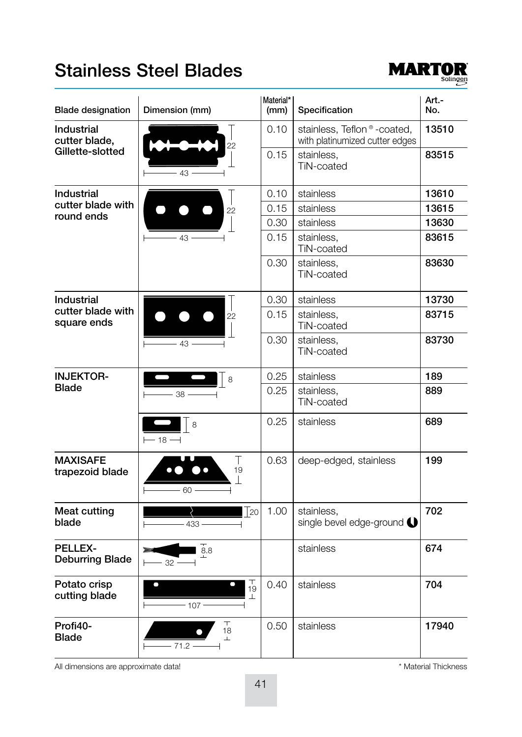# Stainless Steel Blades

MARTOR Solingen

| Blade designation | Dimension (mm) | Material* (mm) | Specification | Art.-No. |
|---|---|---|---|---|
| Industrial cutter blade, Gillette-slotted | 43 × 22 | 0.10 | stainless, Teflon®-coated, with platinumized cutter edges | 13510 |
| | | 0.15 | stainless, TiN-coated | 83515 |
| Industrial cutter blade with round ends | 43 × 22 | 0.10 | stainless | 13610 |
| | | 0.15 | stainless | 13615 |
| | | 0.30 | stainless | 13630 |
| | | 0.15 | stainless, TiN-coated | 83615 |
| | | 0.30 | stainless, TiN-coated | 83630 |
| Industrial cutter blade with square ends | 43 × 22 | 0.30 | stainless | 13730 |
| | | 0.15 | stainless, TiN-coated | 83715 |
| | | 0.30 | stainless, TiN-coated | 83730 |
| INJEKTOR-Blade | 38 × 8 | 0.25 | stainless | 189 |
| | | 0.25 | stainless, TiN-coated | 889 |
| | 18 × 8 | 0.25 | stainless | 689 |
| MAXISAFE trapezoid blade | 60 × 19 | 0.63 | deep-edged, stainless | 199 |
| Meat cutting blade | 433 × 20 | 1.00 | stainless, single bevel edge-ground | 702 |
| PELLEX-Deburring Blade | 32 × 8.8 | | stainless | 674 |
| Potato crisp cutting blade | 107 × 19 | 0.40 | stainless | 704 |
| Profi40-Blade | 71.2 × 18 | 0.50 | stainless | 17940 |

All dimensions are approximate data!

* Material Thickness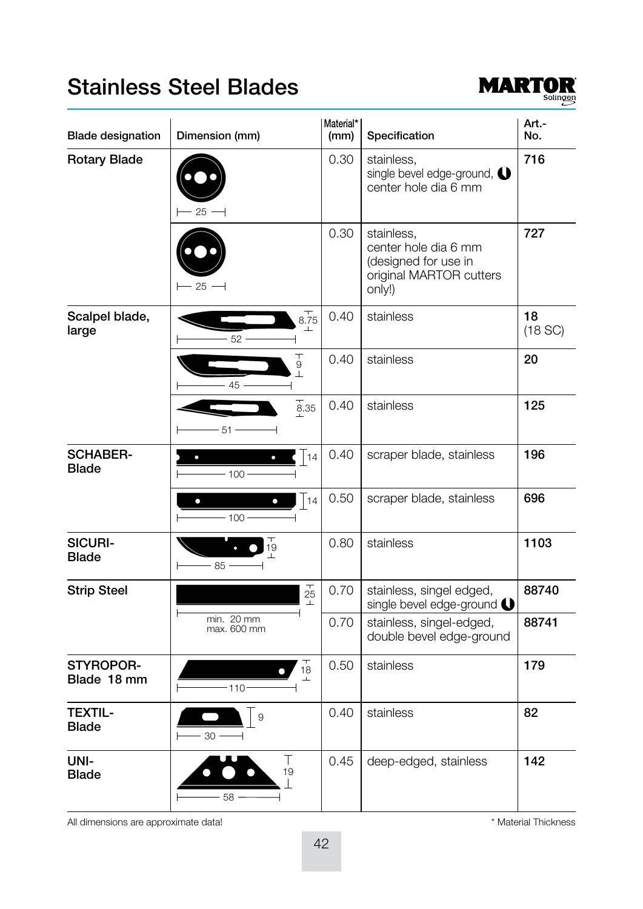# Stainless Steel Blades

MARTOR Solingen

| Blade designation | Dimension (mm) | Material* (mm) | Specification | Art.-No. |
|---|---|---|---|---|
| Rotary Blade | 25 | 0.30 | stainless, single bevel edge-ground, center hole dia 6 mm | 716 |
| | 25 | 0.30 | stainless, center hole dia 6 mm (designed for use in original MARTOR cutters only!) | 727 |
| Scalpel blade, large | 52 × 8.75 | 0.40 | stainless | 18 (18 SC) |
| | 45 × 9 | 0.40 | stainless | 20 |
| | 51 × 8.35 | 0.40 | stainless | 125 |
| SCHABER-Blade | 100 × 14 | 0.40 | scraper blade, stainless | 196 |
| | 100 × 14 | 0.50 | scraper blade, stainless | 696 |
| SICURI-Blade | 85 × 19 | 0.80 | stainless | 1103 |
| Strip Steel | 25; min. 20 mm max. 600 mm | 0.70 | stainless, singel edged, single bevel edge-ground | 88740 |
| | | 0.70 | stainless, singel-edged, double bevel edge-ground | 88741 |
| STYROPOR-Blade 18 mm | 110 × 18 | 0.50 | stainless | 179 |
| TEXTIL-Blade | 30 × 9 | 0.40 | stainless | 82 |
| UNI-Blade | 58 × 19 | 0.45 | deep-edged, stainless | 142 |

All dimensions are approximate data!

* Material Thickness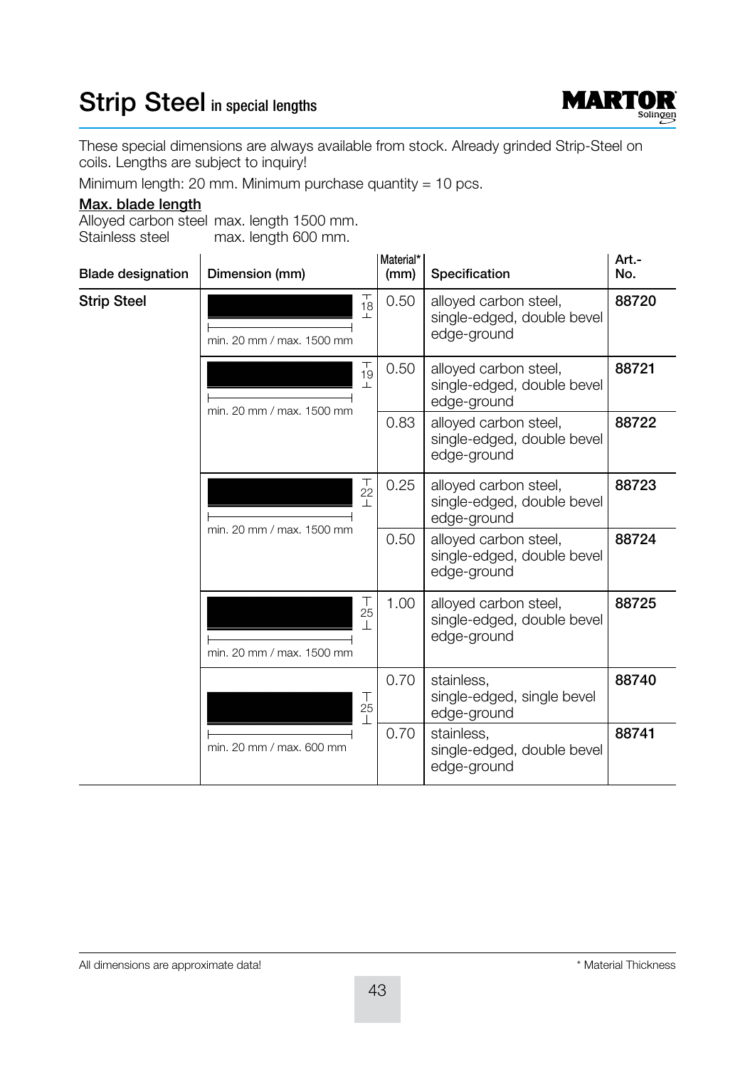# Strip Steel in special lengths

These special dimensions are always available from stock. Already grinded Strip-Steel on coils. Lengths are subject to inquiry!

Minimum length: 20 mm. Minimum purchase quantity = 10 pcs.

**Max. blade length**

Alloyed carbon steel max. length 1500 mm.
Stainless steel max. length 600 mm.

| Blade designation | Dimension (mm) | Material* (mm) | Specification | Art.-No. |
|---|---|---|---|---|
| **Strip Steel** | 18; min. 20 mm / max. 1500 mm | 0.50 | alloyed carbon steel, single-edged, double bevel edge-ground | **88720** |
| | 19; min. 20 mm / max. 1500 mm | 0.50 | alloyed carbon steel, single-edged, double bevel edge-ground | **88721** |
| | | 0.83 | alloyed carbon steel, single-edged, double bevel edge-ground | **88722** |
| | 22; min. 20 mm / max. 1500 mm | 0.25 | alloyed carbon steel, single-edged, double bevel edge-ground | **88723** |
| | | 0.50 | alloyed carbon steel, single-edged, double bevel edge-ground | **88724** |
| | 25; min. 20 mm / max. 1500 mm | 1.00 | alloyed carbon steel, single-edged, double bevel edge-ground | **88725** |
| | 25; min. 20 mm / max. 600 mm | 0.70 | stainless, single-edged, single bevel edge-ground | **88740** |
| | | 0.70 | stainless, single-edged, double bevel edge-ground | **88741** |

All dimensions are approximate data!

* Material Thickness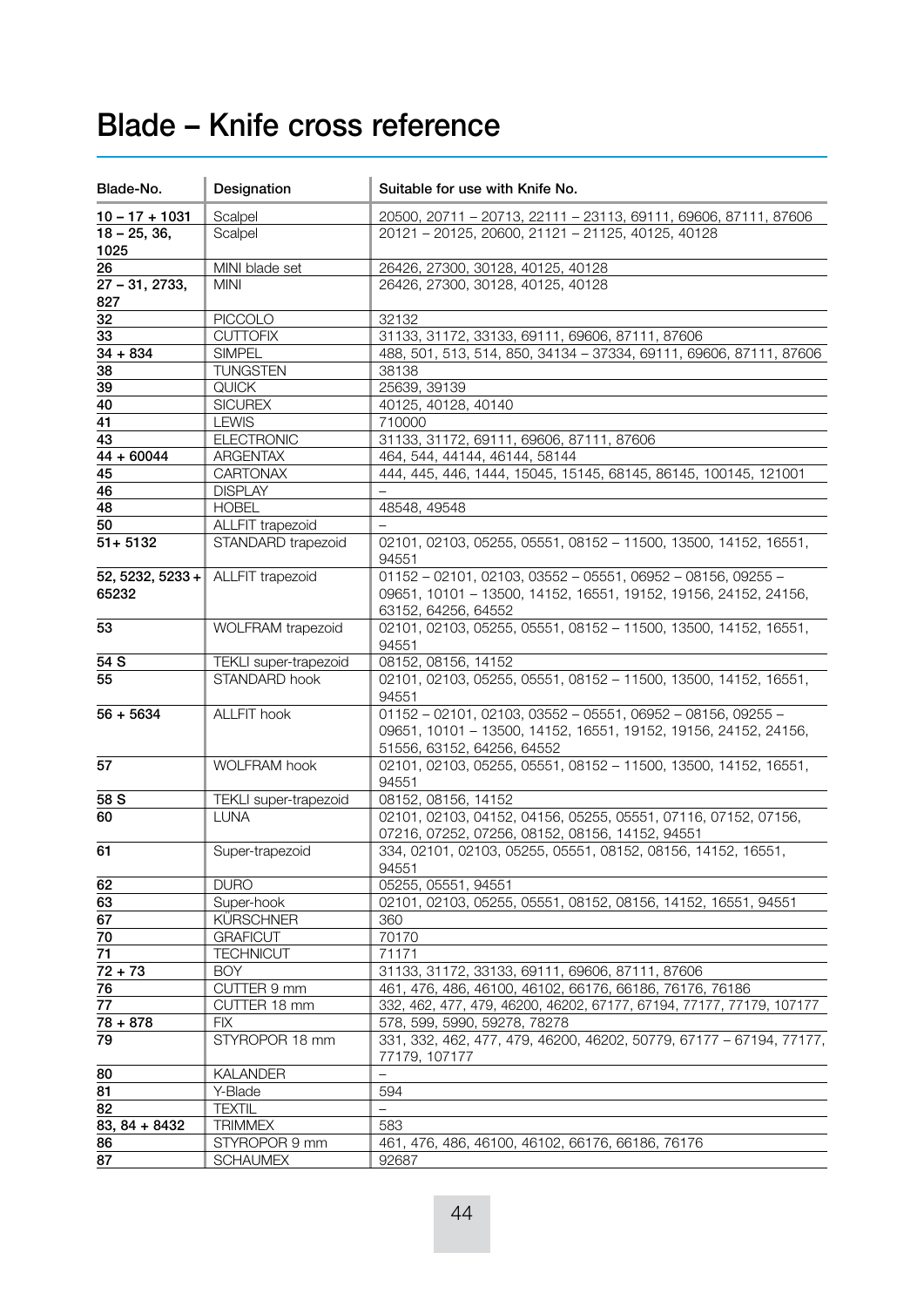# Blade – Knife cross reference

| Blade-No. | Designation | Suitable for use with Knife No. |
|---|---|---|
| 10 – 17 + 1031 | Scalpel | 20500, 20711 – 20713, 22111 – 23113, 69111, 69606, 87111, 87606 |
| 18 – 25, 36, 1025 | Scalpel | 20121 – 20125, 20600, 21121 – 21125, 40125, 40128 |
| 26 | MINI blade set | 26426, 27300, 30128, 40125, 40128 |
| 27 – 31, 2733, 827 | MINI | 26426, 27300, 30128, 40125, 40128 |
| 32 | PICCOLO | 32132 |
| 33 | CUTTOFIX | 31133, 31172, 33133, 69111, 69606, 87111, 87606 |
| 34 + 834 | SIMPEL | 488, 501, 513, 514, 850, 34134 – 37334, 69111, 69606, 87111, 87606 |
| 38 | TUNGSTEN | 38138 |
| 39 | QUICK | 25639, 39139 |
| 40 | SICUREX | 40125, 40128, 40140 |
| 41 | LEWIS | 710000 |
| 43 | ELECTRONIC | 31133, 31172, 69111, 69606, 87111, 87606 |
| 44 + 60044 | ARGENTAX | 464, 544, 44144, 46144, 58144 |
| 45 | CARTONAX | 444, 445, 446, 1444, 15045, 15145, 68145, 86145, 100145, 121001 |
| 46 | DISPLAY | – |
| 48 | HOBEL | 48548, 49548 |
| 50 | ALLFIT trapezoid | – |
| 51+ 5132 | STANDARD trapezoid | 02101, 02103, 05255, 05551, 08152 – 11500, 13500, 14152, 16551, 94551 |
| 52, 5232, 5233 + 65232 | ALLFIT trapezoid | 01152 – 02101, 02103, 03552 – 05551, 06952 – 08156, 09255 – 09651, 10101 – 13500, 14152, 16551, 19152, 19156, 24152, 24156, 63152, 64256, 64552 |
| 53 | WOLFRAM trapezoid | 02101, 02103, 05255, 05551, 08152 – 11500, 13500, 14152, 16551, 94551 |
| 54 S | TEKLI super-trapezoid | 08152, 08156, 14152 |
| 55 | STANDARD hook | 02101, 02103, 05255, 05551, 08152 – 11500, 13500, 14152, 16551, 94551 |
| 56 + 5634 | ALLFIT hook | 01152 – 02101, 02103, 03552 – 05551, 06952 – 08156, 09255 – 09651, 10101 – 13500, 14152, 16551, 19152, 19156, 24152, 24156, 51556, 63152, 64256, 64552 |
| 57 | WOLFRAM hook | 02101, 02103, 05255, 05551, 08152 – 11500, 13500, 14152, 16551, 94551 |
| 58 S | TEKLI super-trapezoid | 08152, 08156, 14152 |
| 60 | LUNA | 02101, 02103, 04152, 04156, 05255, 05551, 07116, 07152, 07156, 07216, 07252, 07256, 08152, 08156, 14152, 94551 |
| 61 | Super-trapezoid | 334, 02101, 02103, 05255, 05551, 08152, 08156, 14152, 16551, 94551 |
| 62 | DURO | 05255, 05551, 94551 |
| 63 | Super-hook | 02101, 02103, 05255, 05551, 08152, 08156, 14152, 16551, 94551 |
| 67 | KÜRSCHNER | 360 |
| 70 | GRAFICUT | 70170 |
| 71 | TECHNICUT | 71171 |
| 72 + 73 | BOY | 31133, 31172, 33133, 69111, 69606, 87111, 87606 |
| 76 | CUTTER 9 mm | 461, 476, 486, 46100, 46102, 66176, 66186, 76176, 76186 |
| 77 | CUTTER 18 mm | 332, 462, 477, 479, 46200, 46202, 67177, 67194, 77177, 77179, 107177 |
| 78 + 878 | FIX | 578, 599, 5990, 59278, 78278 |
| 79 | STYROPOR 18 mm | 331, 332, 462, 477, 479, 46200, 46202, 50779, 67177 – 67194, 77177, 77179, 107177 |
| 80 | KALANDER | – |
| 81 | Y-Blade | 594 |
| 82 | TEXTIL | – |
| 83, 84 + 8432 | TRIMMEX | 583 |
| 86 | STYROPOR 9 mm | 461, 476, 486, 46100, 46102, 66176, 66186, 76176 |
| 87 | SCHAUMEX | 92687 |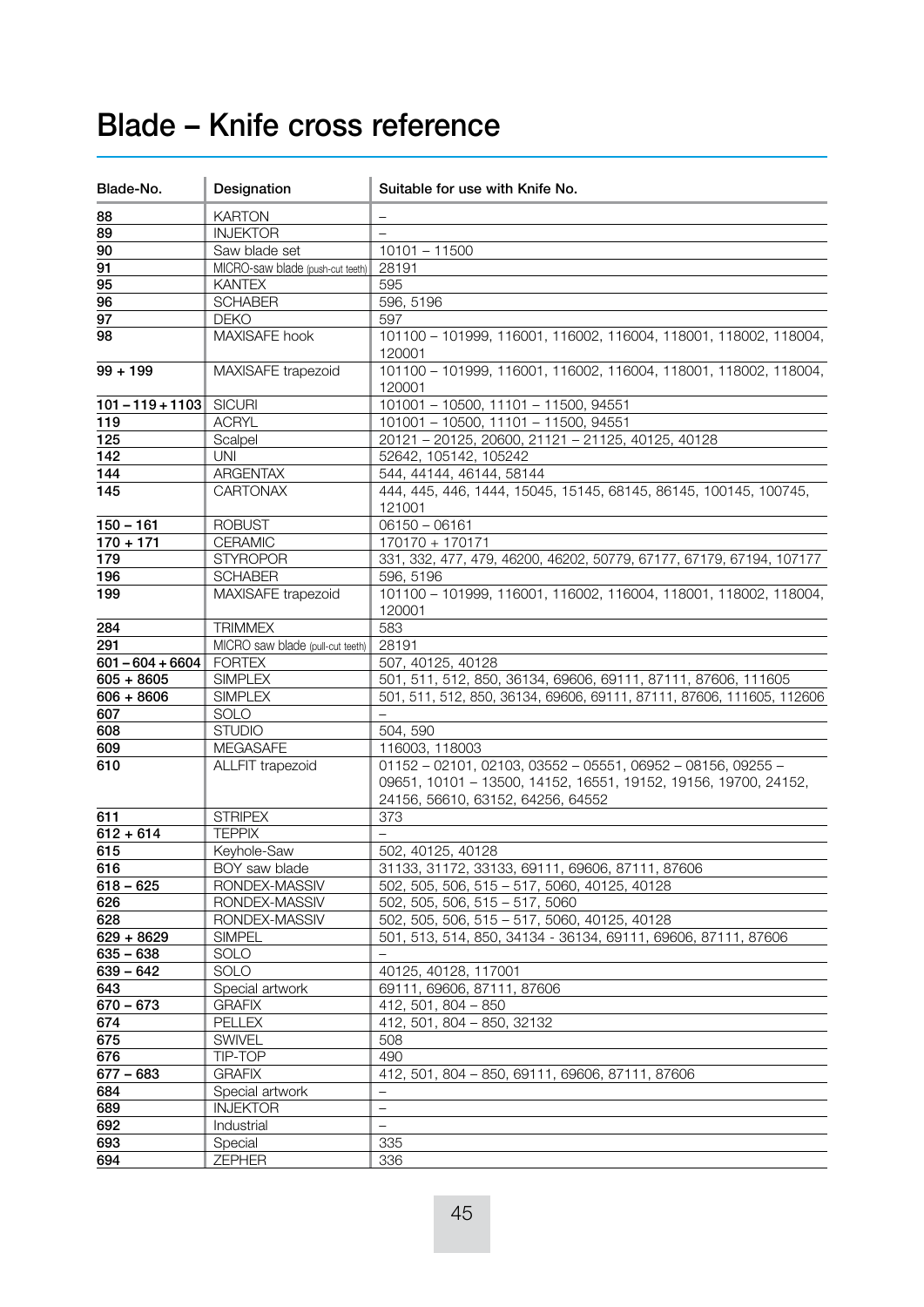# Blade – Knife cross reference

| Blade-No. | Designation | Suitable for use with Knife No. |
|---|---|---|
| 88 | KARTON | – |
| 89 | INJEKTOR | – |
| 90 | Saw blade set | 10101 – 11500 |
| 91 | MICRO-saw blade (push-cut teeth) | 28191 |
| 95 | KANTEX | 595 |
| 96 | SCHABER | 596, 5196 |
| 97 | DEKO | 597 |
| 98 | MAXISAFE hook | 101100 – 101999, 116001, 116002, 116004, 118001, 118002, 118004, 120001 |
| 99 + 199 | MAXISAFE trapezoid | 101100 – 101999, 116001, 116002, 116004, 118001, 118002, 118004, 120001 |
| 101 – 119 + 1103 | SICURI | 101001 – 10500, 11101 – 11500, 94551 |
| 119 | ACRYL | 101001 – 10500, 11101 – 11500, 94551 |
| 125 | Scalpel | 20121 – 20125, 20600, 21121 – 21125, 40125, 40128 |
| 142 | UNI | 52642, 105142, 105242 |
| 144 | ARGENTAX | 544, 44144, 46144, 58144 |
| 145 | CARTONAX | 444, 445, 446, 1444, 15045, 15145, 68145, 86145, 100145, 100745, 121001 |
| 150 – 161 | ROBUST | 06150 – 06161 |
| 170 + 171 | CERAMIC | 170170 + 170171 |
| 179 | STYROPOR | 331, 332, 477, 479, 46200, 46202, 50779, 67177, 67179, 67194, 107177 |
| 196 | SCHABER | 596, 5196 |
| 199 | MAXISAFE trapezoid | 101100 – 101999, 116001, 116002, 116004, 118001, 118002, 118004, 120001 |
| 284 | TRIMMEX | 583 |
| 291 | MICRO saw blade (pull-cut teeth) | 28191 |
| 601 – 604 + 6604 | FORTEX | 507, 40125, 40128 |
| 605 + 8605 | SIMPLEX | 501, 511, 512, 850, 36134, 69606, 69111, 87111, 87606, 111605 |
| 606 + 8606 | SIMPLEX | 501, 511, 512, 850, 36134, 69606, 69111, 87111, 87606, 111605, 112606 |
| 607 | SOLO | – |
| 608 | STUDIO | 504, 590 |
| 609 | MEGASAFE | 116003, 118003 |
| 610 | ALLFIT trapezoid | 01152 – 02101, 02103, 03552 – 05551, 06952 – 08156, 09255 – 09651, 10101 – 13500, 14152, 16551, 19152, 19156, 19700, 24152, 24156, 56610, 63152, 64256, 64552 |
| 611 | STRIPEX | 373 |
| 612 + 614 | TEPPIX | – |
| 615 | Keyhole-Saw | 502, 40125, 40128 |
| 616 | BOY saw blade | 31133, 31172, 33133, 69111, 69606, 87111, 87606 |
| 618 – 625 | RONDEX-MASSIV | 502, 505, 506, 515 – 517, 5060, 40125, 40128 |
| 626 | RONDEX-MASSIV | 502, 505, 506, 515 – 517, 5060 |
| 628 | RONDEX-MASSIV | 502, 505, 506, 515 – 517, 5060, 40125, 40128 |
| 629 + 8629 | SIMPEL | 501, 513, 514, 850, 34134 - 36134, 69111, 69606, 87111, 87606 |
| 635 – 638 | SOLO | – |
| 639 – 642 | SOLO | 40125, 40128, 117001 |
| 643 | Special artwork | 69111, 69606, 87111, 87606 |
| 670 – 673 | GRAFIX | 412, 501, 804 – 850 |
| 674 | PELLEX | 412, 501, 804 – 850, 32132 |
| 675 | SWIVEL | 508 |
| 676 | TIP-TOP | 490 |
| 677 – 683 | GRAFIX | 412, 501, 804 – 850, 69111, 69606, 87111, 87606 |
| 684 | Special artwork | – |
| 689 | INJEKTOR | – |
| 692 | Industrial | – |
| 693 | Special | 335 |
| 694 | ZEPHER | 336 |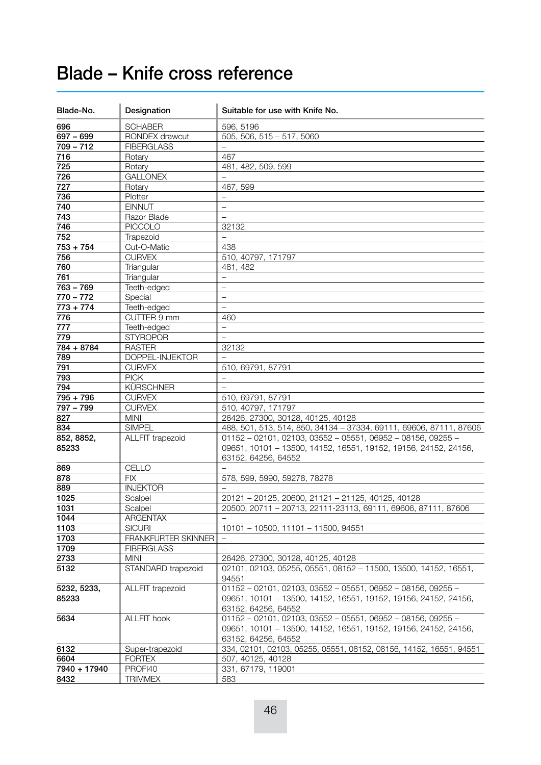# Blade – Knife cross reference

| Blade-No. | Designation | Suitable for use with Knife No. |
|---|---|---|
| **696** | SCHABER | 596, 5196 |
| **697 – 699** | RONDEX drawcut | 505, 506, 515 – 517, 5060 |
| **709 – 712** | FIBERGLASS | – |
| **716** | Rotary | 467 |
| **725** | Rotary | 481, 482, 509, 599 |
| **726** | GALLONEX | – |
| **727** | Rotary | 467, 599 |
| **736** | Plotter | – |
| **740** | EINNUT | – |
| **743** | Razor Blade | – |
| **746** | PICCOLO | 32132 |
| **752** | Trapezoid | – |
| **753 + 754** | Cut-O-Matic | 438 |
| **756** | CURVEX | 510, 40797, 171797 |
| **760** | Triangular | 481, 482 |
| **761** | Triangular | – |
| **763 – 769** | Teeth-edged | – |
| **770 – 772** | Special | – |
| **773 + 774** | Teeth-edged | – |
| **776** | CUTTER 9 mm | 460 |
| **777** | Teeth-edged | – |
| **779** | STYROPOR | – |
| **784 + 8784** | RASTER | 32132 |
| **789** | DOPPEL-INJEKTOR | – |
| **791** | CURVEX | 510, 69791, 87791 |
| **793** | PICK | – |
| **794** | KÜRSCHNER | – |
| **795 + 796** | CURVEX | 510, 69791, 87791 |
| **797 – 799** | CURVEX | 510, 40797, 171797 |
| **827** | MINI | 26426, 27300, 30128, 40125, 40128 |
| **834** | SIMPEL | 488, 501, 513, 514, 850, 34134 – 37334, 69111, 69606, 87111, 87606 |
| **852, 8852, 85233** | ALLFIT trapezoid | 01152 – 02101, 02103, 03552 – 05551, 06952 – 08156, 09255 – 09651, 10101 – 13500, 14152, 16551, 19152, 19156, 24152, 24156, 63152, 64256, 64552 |
| **869** | CELLO | – |
| **878** | FIX | 578, 599, 5990, 59278, 78278 |
| **889** | INJEKTOR | – |
| **1025** | Scalpel | 20121 – 20125, 20600, 21121 – 21125, 40125, 40128 |
| **1031** | Scalpel | 20500, 20711 – 20713, 22111-23113, 69111, 69606, 87111, 87606 |
| **1044** | ARGENTAX | – |
| **1103** | SICURI | 10101 – 10500, 11101 – 11500, 94551 |
| **1703** | FRANKFURTER SKINNER | – |
| **1709** | FIBERGLASS | – |
| **2733** | MINI | 26426, 27300, 30128, 40125, 40128 |
| **5132** | STANDARD trapezoid | 02101, 02103, 05255, 05551, 08152 – 11500, 13500, 14152, 16551, 94551 |
| **5232, 5233, 85233** | ALLFIT trapezoid | 01152 – 02101, 02103, 03552 – 05551, 06952 – 08156, 09255 – 09651, 10101 – 13500, 14152, 16551, 19152, 19156, 24152, 24156, 63152, 64256, 64552 |
| **5634** | ALLFIT hook | 01152 – 02101, 02103, 03552 – 05551, 06952 – 08156, 09255 – 09651, 10101 – 13500, 14152, 16551, 19152, 19156, 24152, 24156, 63152, 64256, 64552 |
| **6132** | Super-trapezoid | 334, 02101, 02103, 05255, 05551, 08152, 08156, 14152, 16551, 94551 |
| **6604** | FORTEX | 507, 40125, 40128 |
| **7940 + 17940** | PROFI40 | 331, 67179, 119001 |
| **8432** | TRIMMEX | 583 |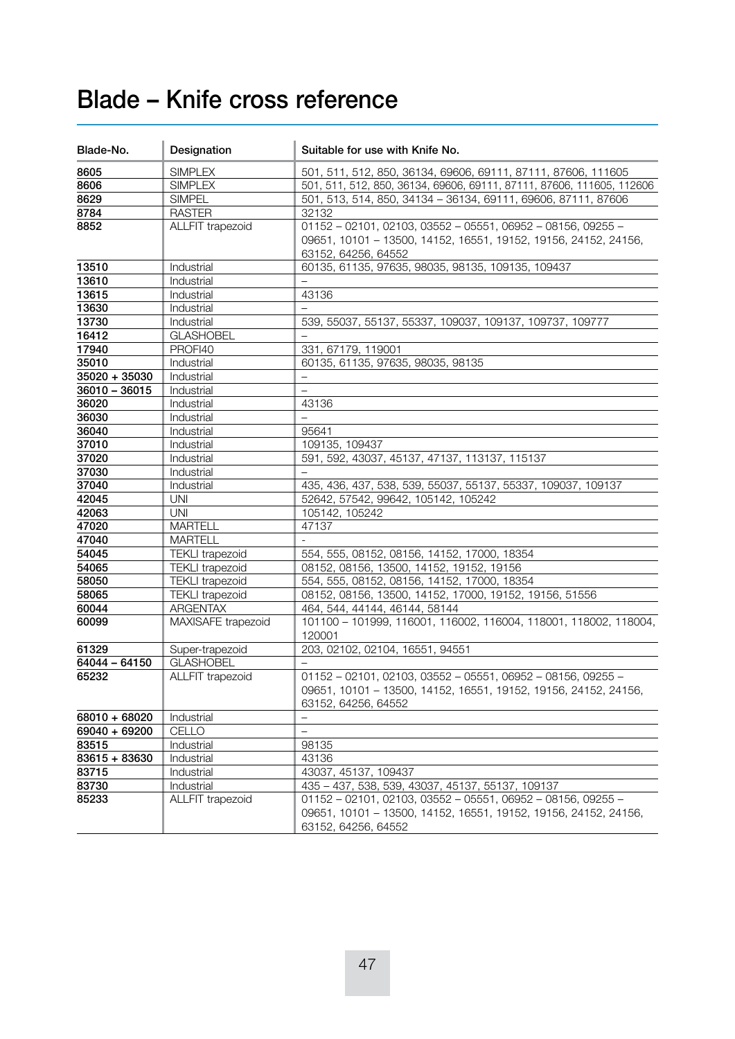# Blade – Knife cross reference

| Blade-No. | Designation | Suitable for use with Knife No. |
|---|---|---|
| **8605** | SIMPLEX | 501, 511, 512, 850, 36134, 69606, 69111, 87111, 87606, 111605 |
| **8606** | SIMPLEX | 501, 511, 512, 850, 36134, 69606, 69111, 87111, 87606, 111605, 112606 |
| **8629** | SIMPEL | 501, 513, 514, 850, 34134 – 36134, 69111, 69606, 87111, 87606 |
| **8784** | RASTER | 32132 |
| **8852** | ALLFIT trapezoid | 01152 – 02101, 02103, 03552 – 05551, 06952 – 08156, 09255 – 09651, 10101 – 13500, 14152, 16551, 19152, 19156, 24152, 24156, 63152, 64256, 64552 |
| **13510** | Industrial | 60135, 61135, 97635, 98035, 98135, 109135, 109437 |
| **13610** | Industrial | – |
| **13615** | Industrial | 43136 |
| **13630** | Industrial | – |
| **13730** | Industrial | 539, 55037, 55137, 55337, 109037, 109137, 109737, 109777 |
| **16412** | GLASHOBEL | – |
| **17940** | PROFI40 | 331, 67179, 119001 |
| **35010** | Industrial | 60135, 61135, 97635, 98035, 98135 |
| **35020 + 35030** | Industrial | – |
| **36010 – 36015** | Industrial | – |
| **36020** | Industrial | 43136 |
| **36030** | Industrial | – |
| **36040** | Industrial | 95641 |
| **37010** | Industrial | 109135, 109437 |
| **37020** | Industrial | 591, 592, 43037, 45137, 47137, 113137, 115137 |
| **37030** | Industrial | – |
| **37040** | Industrial | 435, 436, 437, 538, 539, 55037, 55137, 55337, 109037, 109137 |
| **42045** | UNI | 52642, 57542, 99642, 105142, 105242 |
| **42063** | UNI | 105142, 105242 |
| **47020** | MARTELL | 47137 |
| **47040** | MARTELL | - |
| **54045** | TEKLI trapezoid | 554, 555, 08152, 08156, 14152, 17000, 18354 |
| **54065** | TEKLI trapezoid | 08152, 08156, 13500, 14152, 19152, 19156 |
| **58050** | TEKLI trapezoid | 554, 555, 08152, 08156, 14152, 17000, 18354 |
| **58065** | TEKLI trapezoid | 08152, 08156, 13500, 14152, 17000, 19152, 19156, 51556 |
| **60044** | ARGENTAX | 464, 544, 44144, 46144, 58144 |
| **60099** | MAXISAFE trapezoid | 101100 – 101999, 116001, 116002, 116004, 118001, 118002, 118004, 120001 |
| **61329** | Super-trapezoid | 203, 02102, 02104, 16551, 94551 |
| **64044 – 64150** | GLASHOBEL | – |
| **65232** | ALLFIT trapezoid | 01152 – 02101, 02103, 03552 – 05551, 06952 – 08156, 09255 – 09651, 10101 – 13500, 14152, 16551, 19152, 19156, 24152, 24156, 63152, 64256, 64552 |
| **68010 + 68020** | Industrial | – |
| **69040 + 69200** | CELLO | – |
| **83515** | Industrial | 98135 |
| **83615 + 83630** | Industrial | 43136 |
| **83715** | Industrial | 43037, 45137, 109437 |
| **83730** | Industrial | 435 – 437, 538, 539, 43037, 45137, 55137, 109137 |
| **85233** | ALLFIT trapezoid | 01152 – 02101, 02103, 03552 – 05551, 06952 – 08156, 09255 – 09651, 10101 – 13500, 14152, 16551, 19152, 19156, 24152, 24156, 63152, 64256, 64552 |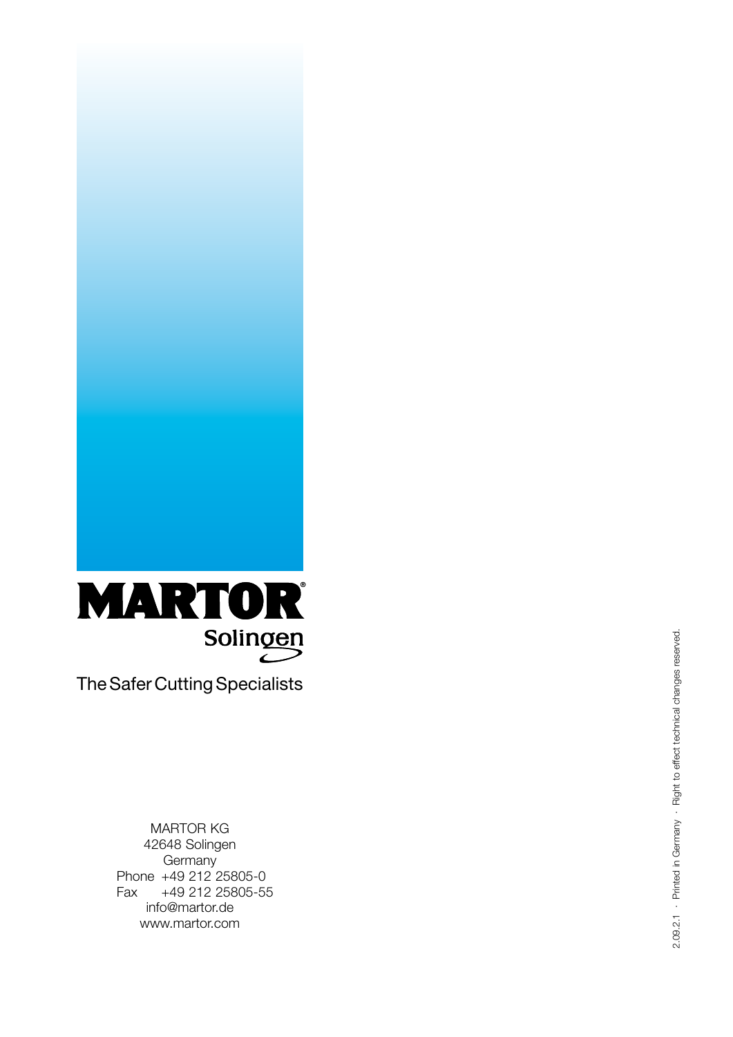MARTOR

Solingen

The Safer Cutting Specialists

MARTOR KG
42648 Solingen
Germany
Phone +49 212 25805-0
Fax +49 212 25805-55
info@martor.de
www.martor.com

2.09.2.1 · Printed in Germany · Right to effect technical changes reserved.